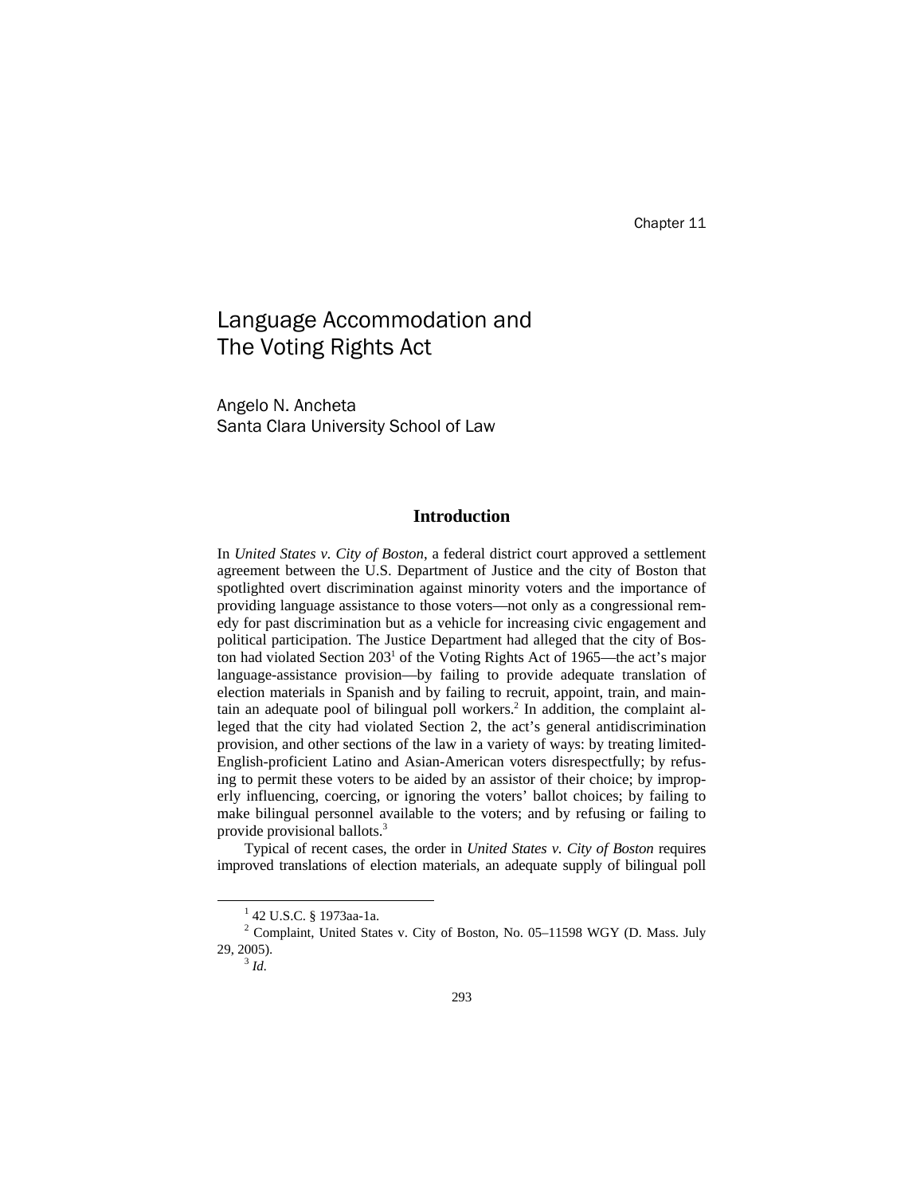Chapter 11

# Language Accommodation and The Voting Rights Act

Angelo N. Ancheta
Santa Clara University School of Law

## Introduction

In *United States v. City of Boston*, a federal district court approved a settlement agreement between the U.S. Department of Justice and the city of Boston that spotlighted overt discrimination against minority voters and the importance of providing language assistance to those voters—not only as a congressional remedy for past discrimination but as a vehicle for increasing civic engagement and political participation. The Justice Department had alleged that the city of Boston had violated Section 203[1] of the Voting Rights Act of 1965—the act's major language-assistance provision—by failing to provide adequate translation of election materials in Spanish and by failing to recruit, appoint, train, and maintain an adequate pool of bilingual poll workers.[2] In addition, the complaint alleged that the city had violated Section 2, the act's general antidiscrimination provision, and other sections of the law in a variety of ways: by treating limited-English-proficient Latino and Asian-American voters disrespectfully; by refusing to permit these voters to be aided by an assistor of their choice; by improperly influencing, coercing, or ignoring the voters' ballot choices; by failing to make bilingual personnel available to the voters; and by refusing or failing to provide provisional ballots.[3]

Typical of recent cases, the order in *United States v. City of Boston* requires improved translations of election materials, an adequate supply of bilingual poll

---

[1] 42 U.S.C. § 1973aa-1a.

[2] Complaint, United States v. City of Boston, No. 05–11598 WGY (D. Mass. July 29, 2005).

[3] *Id*.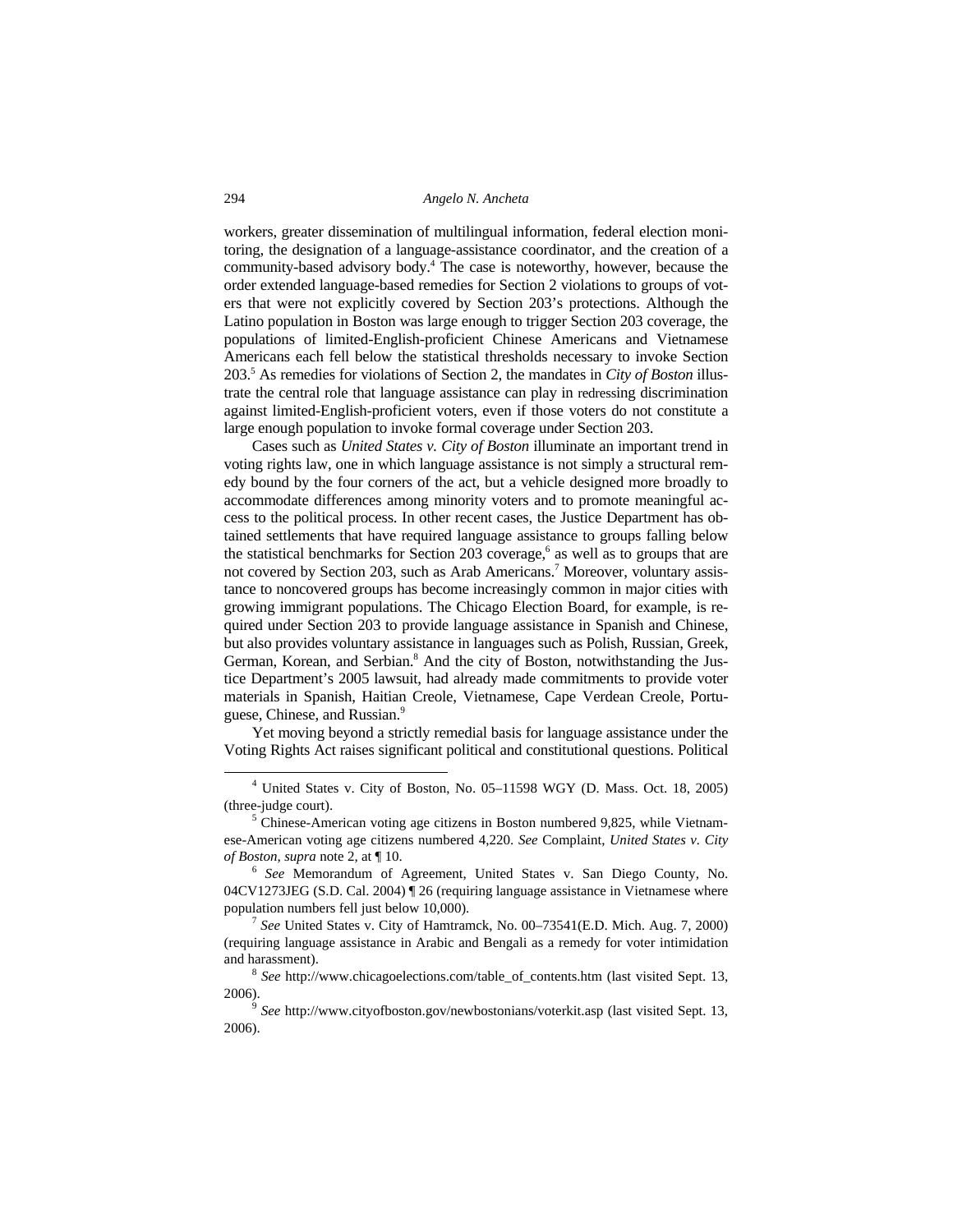workers, greater dissemination of multilingual information, federal election monitoring, the designation of a language-assistance coordinator, and the creation of a community-based advisory body.[4] The case is noteworthy, however, because the order extended language-based remedies for Section 2 violations to groups of voters that were not explicitly covered by Section 203's protections. Although the Latino population in Boston was large enough to trigger Section 203 coverage, the populations of limited-English-proficient Chinese Americans and Vietnamese Americans each fell below the statistical thresholds necessary to invoke Section 203.[5] As remedies for violations of Section 2, the mandates in *City of Boston* illustrate the central role that language assistance can play in redressing discrimination against limited-English-proficient voters, even if those voters do not constitute a large enough population to invoke formal coverage under Section 203.

Cases such as *United States v. City of Boston* illuminate an important trend in voting rights law, one in which language assistance is not simply a structural remedy bound by the four corners of the act, but a vehicle designed more broadly to accommodate differences among minority voters and to promote meaningful access to the political process. In other recent cases, the Justice Department has obtained settlements that have required language assistance to groups falling below the statistical benchmarks for Section 203 coverage,[6] as well as to groups that are not covered by Section 203, such as Arab Americans.[7] Moreover, voluntary assistance to noncovered groups has become increasingly common in major cities with growing immigrant populations. The Chicago Election Board, for example, is required under Section 203 to provide language assistance in Spanish and Chinese, but also provides voluntary assistance in languages such as Polish, Russian, Greek, German, Korean, and Serbian.[8] And the city of Boston, notwithstanding the Justice Department's 2005 lawsuit, had already made commitments to provide voter materials in Spanish, Haitian Creole, Vietnamese, Cape Verdean Creole, Portuguese, Chinese, and Russian.[9]

Yet moving beyond a strictly remedial basis for language assistance under the Voting Rights Act raises significant political and constitutional questions. Political

---

[4] United States v. City of Boston, No. 05–11598 WGY (D. Mass. Oct. 18, 2005) (three-judge court).

[5] Chinese-American voting age citizens in Boston numbered 9,825, while Vietnamese-American voting age citizens numbered 4,220. *See* Complaint, *United States v. City of Boston*, *supra* note 2, at ¶ 10.

[6] *See* Memorandum of Agreement, United States v. San Diego County, No. 04CV1273JEG (S.D. Cal. 2004) ¶ 26 (requiring language assistance in Vietnamese where population numbers fell just below 10,000).

[7] *See* United States v. City of Hamtramck, No. 00–73541(E.D. Mich. Aug. 7, 2000) (requiring language assistance in Arabic and Bengali as a remedy for voter intimidation and harassment).

[8] *See* http://www.chicagoelections.com/table_of_contents.htm (last visited Sept. 13, 2006).

[9] *See* http://www.cityofboston.gov/newbostonians/voterkit.asp (last visited Sept. 13, 2006).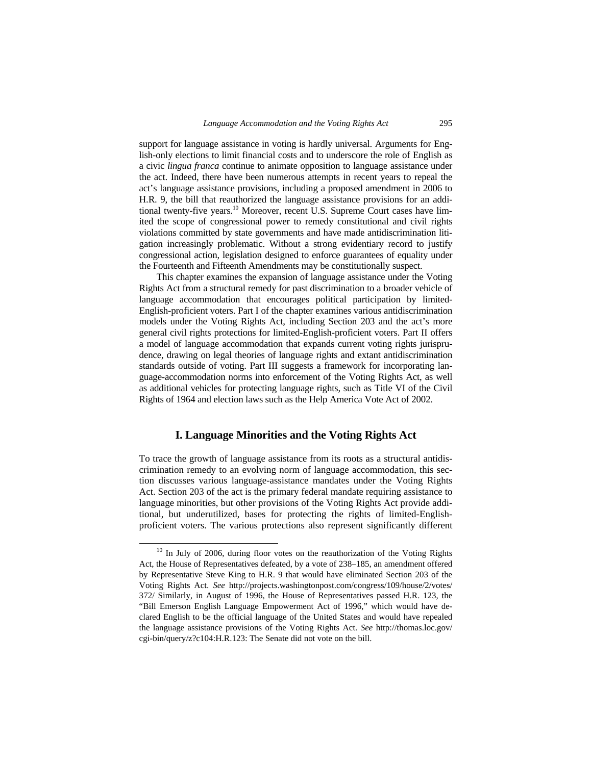support for language assistance in voting is hardly universal. Arguments for English-only elections to limit financial costs and to underscore the role of English as a civic *lingua franca* continue to animate opposition to language assistance under the act. Indeed, there have been numerous attempts in recent years to repeal the act's language assistance provisions, including a proposed amendment in 2006 to H.R. 9, the bill that reauthorized the language assistance provisions for an additional twenty-five years.[10] Moreover, recent U.S. Supreme Court cases have limited the scope of congressional power to remedy constitutional and civil rights violations committed by state governments and have made antidiscrimination litigation increasingly problematic. Without a strong evidentiary record to justify congressional action, legislation designed to enforce guarantees of equality under the Fourteenth and Fifteenth Amendments may be constitutionally suspect.

This chapter examines the expansion of language assistance under the Voting Rights Act from a structural remedy for past discrimination to a broader vehicle of language accommodation that encourages political participation by limited-English-proficient voters. Part I of the chapter examines various antidiscrimination models under the Voting Rights Act, including Section 203 and the act's more general civil rights protections for limited-English-proficient voters. Part II offers a model of language accommodation that expands current voting rights jurisprudence, drawing on legal theories of language rights and extant antidiscrimination standards outside of voting. Part III suggests a framework for incorporating language-accommodation norms into enforcement of the Voting Rights Act, as well as additional vehicles for protecting language rights, such as Title VI of the Civil Rights of 1964 and election laws such as the Help America Vote Act of 2002.

## I. Language Minorities and the Voting Rights Act

To trace the growth of language assistance from its roots as a structural antidiscrimination remedy to an evolving norm of language accommodation, this section discusses various language-assistance mandates under the Voting Rights Act. Section 203 of the act is the primary federal mandate requiring assistance to language minorities, but other provisions of the Voting Rights Act provide additional, but underutilized, bases for protecting the rights of limited-English-proficient voters. The various protections also represent significantly different

---

[10] In July of 2006, during floor votes on the reauthorization of the Voting Rights Act, the House of Representatives defeated, by a vote of 238–185, an amendment offered by Representative Steve King to H.R. 9 that would have eliminated Section 203 of the Voting Rights Act. *See* http://projects.washingtonpost.com/congress/109/house/2/votes/372/ Similarly, in August of 1996, the House of Representatives passed H.R. 123, the "Bill Emerson English Language Empowerment Act of 1996," which would have declared English to be the official language of the United States and would have repealed the language assistance provisions of the Voting Rights Act. *See* http://thomas.loc.gov/cgi-bin/query/z?c104:H.R.123: The Senate did not vote on the bill.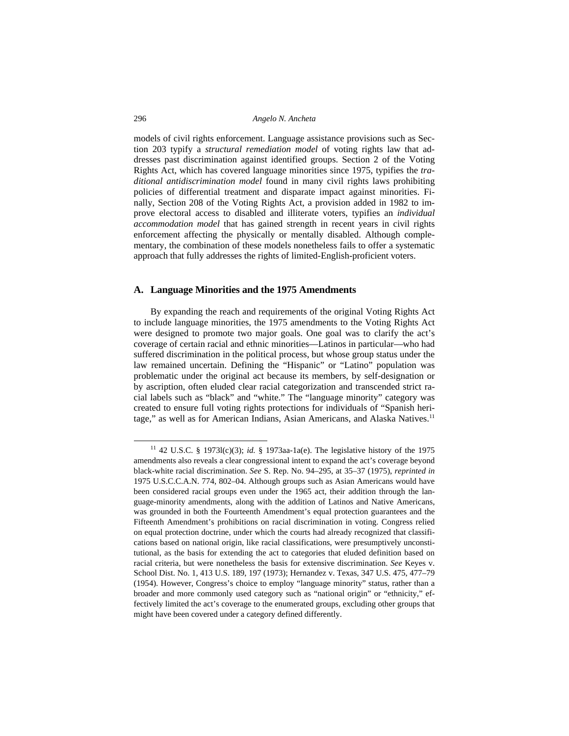models of civil rights enforcement. Language assistance provisions such as Section 203 typify a *structural remediation model* of voting rights law that addresses past discrimination against identified groups. Section 2 of the Voting Rights Act, which has covered language minorities since 1975, typifies the *traditional antidiscrimination model* found in many civil rights laws prohibiting policies of differential treatment and disparate impact against minorities. Finally, Section 208 of the Voting Rights Act, a provision added in 1982 to improve electoral access to disabled and illiterate voters, typifies an *individual accommodation model* that has gained strength in recent years in civil rights enforcement affecting the physically or mentally disabled. Although complementary, the combination of these models nonetheless fails to offer a systematic approach that fully addresses the rights of limited-English-proficient voters.

## A. Language Minorities and the 1975 Amendments

By expanding the reach and requirements of the original Voting Rights Act to include language minorities, the 1975 amendments to the Voting Rights Act were designed to promote two major goals. One goal was to clarify the act's coverage of certain racial and ethnic minorities—Latinos in particular—who had suffered discrimination in the political process, but whose group status under the law remained uncertain. Defining the "Hispanic" or "Latino" population was problematic under the original act because its members, by self-designation or by ascription, often eluded clear racial categorization and transcended strict racial labels such as "black" and "white." The "language minority" category was created to ensure full voting rights protections for individuals of "Spanish heritage," as well as for American Indians, Asian Americans, and Alaska Natives.[11]

---

[11] 42 U.S.C. § 1973l(c)(3); *id.* § 1973aa-1a(e). The legislative history of the 1975 amendments also reveals a clear congressional intent to expand the act's coverage beyond black-white racial discrimination. *See* S. Rep. No. 94–295, at 35–37 (1975), *reprinted in* 1975 U.S.C.C.A.N. 774, 802–04. Although groups such as Asian Americans would have been considered racial groups even under the 1965 act, their addition through the language-minority amendments, along with the addition of Latinos and Native Americans, was grounded in both the Fourteenth Amendment's equal protection guarantees and the Fifteenth Amendment's prohibitions on racial discrimination in voting. Congress relied on equal protection doctrine, under which the courts had already recognized that classifications based on national origin, like racial classifications, were presumptively unconstitutional, as the basis for extending the act to categories that eluded definition based on racial criteria, but were nonetheless the basis for extensive discrimination. *See* Keyes v. School Dist. No. 1, 413 U.S. 189, 197 (1973); Hernandez v. Texas, 347 U.S. 475, 477–79 (1954). However, Congress's choice to employ "language minority" status, rather than a broader and more commonly used category such as "national origin" or "ethnicity," effectively limited the act's coverage to the enumerated groups, excluding other groups that might have been covered under a category defined differently.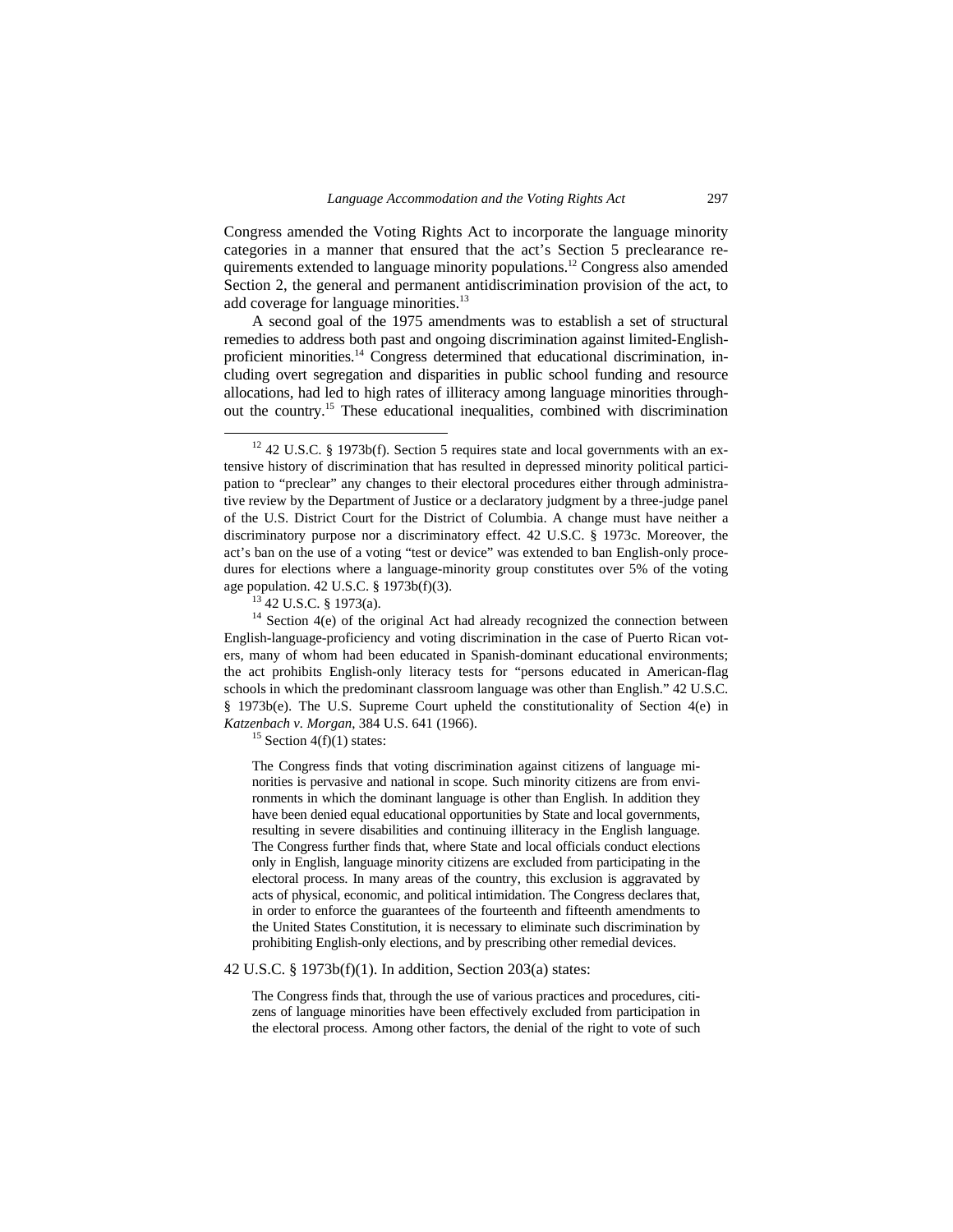Congress amended the Voting Rights Act to incorporate the language minority categories in a manner that ensured that the act's Section 5 preclearance requirements extended to language minority populations.[12] Congress also amended Section 2, the general and permanent antidiscrimination provision of the act, to add coverage for language minorities.[13]

A second goal of the 1975 amendments was to establish a set of structural remedies to address both past and ongoing discrimination against limited-English-proficient minorities.[14] Congress determined that educational discrimination, including overt segregation and disparities in public school funding and resource allocations, had led to high rates of illiteracy among language minorities throughout the country.[15] These educational inequalities, combined with discrimination

---

[12] 42 U.S.C. § 1973b(f). Section 5 requires state and local governments with an extensive history of discrimination that has resulted in depressed minority political participation to "preclear" any changes to their electoral procedures either through administrative review by the Department of Justice or a declaratory judgment by a three-judge panel of the U.S. District Court for the District of Columbia. A change must have neither a discriminatory purpose nor a discriminatory effect. 42 U.S.C. § 1973c. Moreover, the act's ban on the use of a voting "test or device" was extended to ban English-only procedures for elections where a language-minority group constitutes over 5% of the voting age population. 42 U.S.C. § 1973b(f)(3).

[13] 42 U.S.C. § 1973(a).

[14] Section 4(e) of the original Act had already recognized the connection between English-language-proficiency and voting discrimination in the case of Puerto Rican voters, many of whom had been educated in Spanish-dominant educational environments; the act prohibits English-only literacy tests for "persons educated in American-flag schools in which the predominant classroom language was other than English." 42 U.S.C. § 1973b(e). The U.S. Supreme Court upheld the constitutionality of Section 4(e) in *Katzenbach v. Morgan*, 384 U.S. 641 (1966).

[15] Section 4(f)(1) states:

> The Congress finds that voting discrimination against citizens of language minorities is pervasive and national in scope. Such minority citizens are from environments in which the dominant language is other than English. In addition they have been denied equal educational opportunities by State and local governments, resulting in severe disabilities and continuing illiteracy in the English language. The Congress further finds that, where State and local officials conduct elections only in English, language minority citizens are excluded from participating in the electoral process. In many areas of the country, this exclusion is aggravated by acts of physical, economic, and political intimidation. The Congress declares that, in order to enforce the guarantees of the fourteenth and fifteenth amendments to the United States Constitution, it is necessary to eliminate such discrimination by prohibiting English-only elections, and by prescribing other remedial devices.

42 U.S.C. § 1973b(f)(1). In addition, Section 203(a) states:

> The Congress finds that, through the use of various practices and procedures, citizens of language minorities have been effectively excluded from participation in the electoral process. Among other factors, the denial of the right to vote of such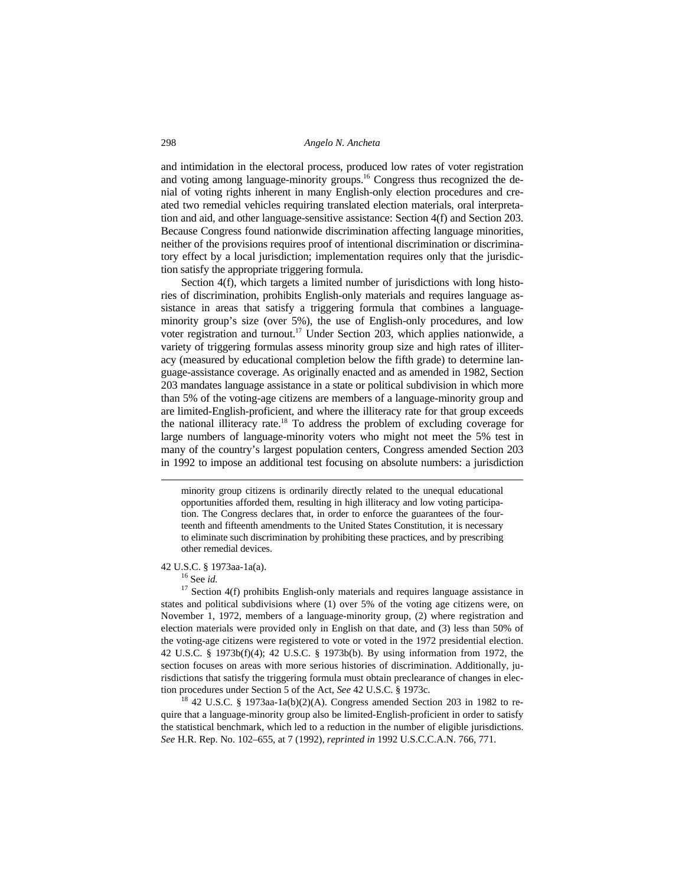and intimidation in the electoral process, produced low rates of voter registration and voting among language-minority groups.[16] Congress thus recognized the denial of voting rights inherent in many English-only election procedures and created two remedial vehicles requiring translated election materials, oral interpretation and aid, and other language-sensitive assistance: Section 4(f) and Section 203. Because Congress found nationwide discrimination affecting language minorities, neither of the provisions requires proof of intentional discrimination or discriminatory effect by a local jurisdiction; implementation requires only that the jurisdiction satisfy the appropriate triggering formula.

Section 4(f), which targets a limited number of jurisdictions with long histories of discrimination, prohibits English-only materials and requires language assistance in areas that satisfy a triggering formula that combines a language-minority group's size (over 5%), the use of English-only procedures, and low voter registration and turnout.[17] Under Section 203, which applies nationwide, a variety of triggering formulas assess minority group size and high rates of illiteracy (measured by educational completion below the fifth grade) to determine language-assistance coverage. As originally enacted and as amended in 1982, Section 203 mandates language assistance in a state or political subdivision in which more than 5% of the voting-age citizens are members of a language-minority group and are limited-English-proficient, and where the illiteracy rate for that group exceeds the national illiteracy rate.[18] To address the problem of excluding coverage for large numbers of language-minority voters who might not meet the 5% test in many of the country's largest population centers, Congress amended Section 203 in 1992 to impose an additional test focusing on absolute numbers: a jurisdiction

---

> minority group citizens is ordinarily directly related to the unequal educational opportunities afforded them, resulting in high illiteracy and low voting participation. The Congress declares that, in order to enforce the guarantees of the fourteenth and fifteenth amendments to the United States Constitution, it is necessary to eliminate such discrimination by prohibiting these practices, and by prescribing other remedial devices.

42 U.S.C. § 1973aa-1a(a).

[16] See *id.*

[17] Section 4(f) prohibits English-only materials and requires language assistance in states and political subdivisions where (1) over 5% of the voting age citizens were, on November 1, 1972, members of a language-minority group, (2) where registration and election materials were provided only in English on that date, and (3) less than 50% of the voting-age citizens were registered to vote or voted in the 1972 presidential election. 42 U.S.C. § 1973b(f)(4); 42 U.S.C. § 1973b(b). By using information from 1972, the section focuses on areas with more serious histories of discrimination. Additionally, jurisdictions that satisfy the triggering formula must obtain preclearance of changes in election procedures under Section 5 of the Act, *See* 42 U.S.C. § 1973c.

[18] 42 U.S.C. § 1973aa-1a(b)(2)(A). Congress amended Section 203 in 1982 to require that a language-minority group also be limited-English-proficient in order to satisfy the statistical benchmark, which led to a reduction in the number of eligible jurisdictions. *See* H.R. Rep. No. 102–655, at 7 (1992), *reprinted in* 1992 U.S.C.C.A.N. 766, 771.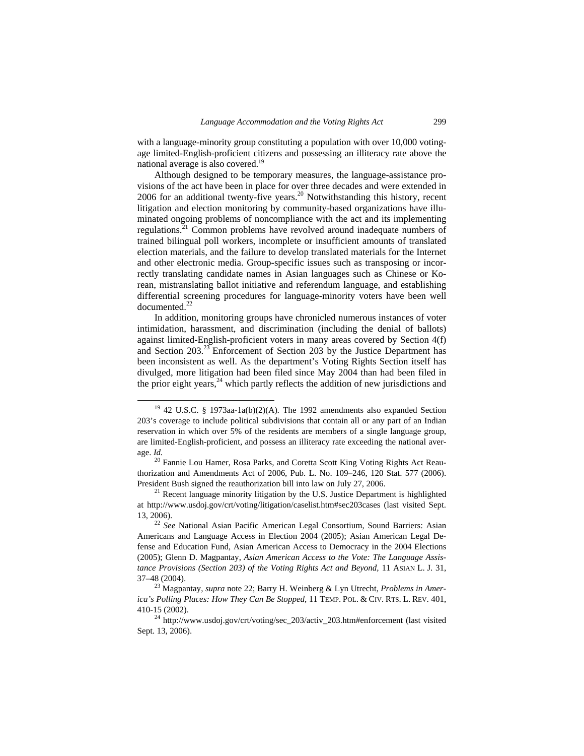with a language-minority group constituting a population with over 10,000 voting-age limited-English-proficient citizens and possessing an illiteracy rate above the national average is also covered.[19]

Although designed to be temporary measures, the language-assistance provisions of the act have been in place for over three decades and were extended in 2006 for an additional twenty-five years.[20] Notwithstanding this history, recent litigation and election monitoring by community-based organizations have illuminated ongoing problems of noncompliance with the act and its implementing regulations.[21] Common problems have revolved around inadequate numbers of trained bilingual poll workers, incomplete or insufficient amounts of translated election materials, and the failure to develop translated materials for the Internet and other electronic media. Group-specific issues such as transposing or incorrectly translating candidate names in Asian languages such as Chinese or Korean, mistranslating ballot initiative and referendum language, and establishing differential screening procedures for language-minority voters have been well documented.[22]

In addition, monitoring groups have chronicled numerous instances of voter intimidation, harassment, and discrimination (including the denial of ballots) against limited-English-proficient voters in many areas covered by Section 4(f) and Section 203.[23] Enforcement of Section 203 by the Justice Department has been inconsistent as well. As the department's Voting Rights Section itself has divulged, more litigation had been filed since May 2004 than had been filed in the prior eight years,[24] which partly reflects the addition of new jurisdictions and

---

[19] 42 U.S.C. § 1973aa-1a(b)(2)(A). The 1992 amendments also expanded Section 203's coverage to include political subdivisions that contain all or any part of an Indian reservation in which over 5% of the residents are members of a single language group, are limited-English-proficient, and possess an illiteracy rate exceeding the national average. *Id.*

[20] Fannie Lou Hamer, Rosa Parks, and Coretta Scott King Voting Rights Act Reauthorization and Amendments Act of 2006, Pub. L. No. 109–246, 120 Stat. 577 (2006). President Bush signed the reauthorization bill into law on July 27, 2006.

[21] Recent language minority litigation by the U.S. Justice Department is highlighted at http://www.usdoj.gov/crt/voting/litigation/caselist.htm#sec203cases (last visited Sept. 13, 2006).

[22] *See* National Asian Pacific American Legal Consortium, Sound Barriers: Asian Americans and Language Access in Election 2004 (2005); Asian American Legal Defense and Education Fund, Asian American Access to Democracy in the 2004 Elections (2005); Glenn D. Magpantay, *Asian American Access to the Vote: The Language Assistance Provisions (Section 203) of the Voting Rights Act and Beyond*, 11 ASIAN L. J. 31, 37–48 (2004).

[23] Magpantay, *supra* note 22; Barry H. Weinberg & Lyn Utrecht, *Problems in America's Polling Places: How They Can Be Stopped*, 11 TEMP. POL. & CIV. RTS. L. REV. 401, 410-15 (2002).

[24] http://www.usdoj.gov/crt/voting/sec_203/activ_203.htm#enforcement (last visited Sept. 13, 2006).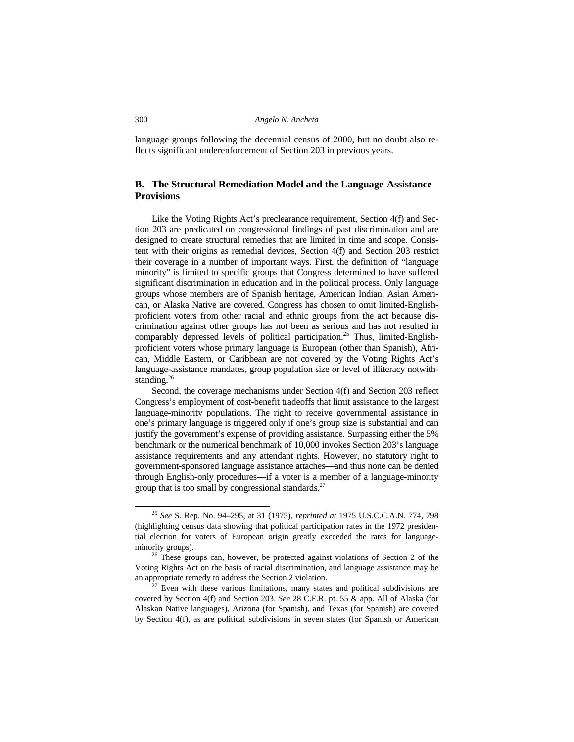language groups following the decennial census of 2000, but no doubt also reflects significant underenforcement of Section 203 in previous years.

## B. The Structural Remediation Model and the Language-Assistance Provisions

Like the Voting Rights Act's preclearance requirement, Section 4(f) and Section 203 are predicated on congressional findings of past discrimination and are designed to create structural remedies that are limited in time and scope. Consistent with their origins as remedial devices, Section 4(f) and Section 203 restrict their coverage in a number of important ways. First, the definition of "language minority" is limited to specific groups that Congress determined to have suffered significant discrimination in education and in the political process. Only language groups whose members are of Spanish heritage, American Indian, Asian American, or Alaska Native are covered. Congress has chosen to omit limited-English-proficient voters from other racial and ethnic groups from the act because discrimination against other groups has not been as serious and has not resulted in comparably depressed levels of political participation.[25] Thus, limited-English-proficient voters whose primary language is European (other than Spanish), African, Middle Eastern, or Caribbean are not covered by the Voting Rights Act's language-assistance mandates, group population size or level of illiteracy notwithstanding.[26]

Second, the coverage mechanisms under Section 4(f) and Section 203 reflect Congress's employment of cost-benefit tradeoffs that limit assistance to the largest language-minority populations. The right to receive governmental assistance in one's primary language is triggered only if one's group size is substantial and can justify the government's expense of providing assistance. Surpassing either the 5% benchmark or the numerical benchmark of 10,000 invokes Section 203's language assistance requirements and any attendant rights. However, no statutory right to government-sponsored language assistance attaches—and thus none can be denied through English-only procedures—if a voter is a member of a language-minority group that is too small by congressional standards.[27]

---

[25] *See* S. Rep. No. 94–295, at 31 (1975), *reprinted at* 1975 U.S.C.C.A.N. 774, 798 (highlighting census data showing that political participation rates in the 1972 presidential election for voters of European origin greatly exceeded the rates for language-minority groups).

[26] These groups can, however, be protected against violations of Section 2 of the Voting Rights Act on the basis of racial discrimination, and language assistance may be an appropriate remedy to address the Section 2 violation.

[27] Even with these various limitations, many states and political subdivisions are covered by Section 4(f) and Section 203. *See* 28 C.F.R. pt. 55 & app. All of Alaska (for Alaskan Native languages), Arizona (for Spanish), and Texas (for Spanish) are covered by Section 4(f), as are political subdivisions in seven states (for Spanish or American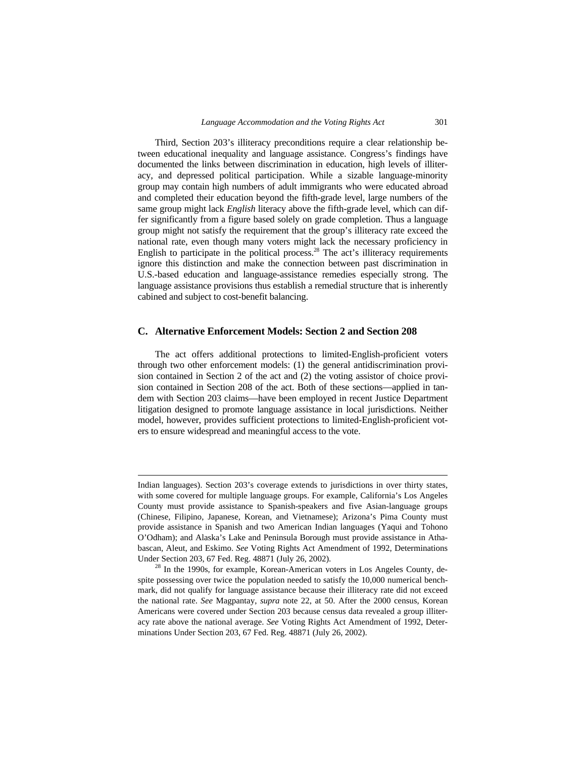Third, Section 203's illiteracy preconditions require a clear relationship between educational inequality and language assistance. Congress's findings have documented the links between discrimination in education, high levels of illiteracy, and depressed political participation. While a sizable language-minority group may contain high numbers of adult immigrants who were educated abroad and completed their education beyond the fifth-grade level, large numbers of the same group might lack *English* literacy above the fifth-grade level, which can differ significantly from a figure based solely on grade completion. Thus a language group might not satisfy the requirement that the group's illiteracy rate exceed the national rate, even though many voters might lack the necessary proficiency in English to participate in the political process.[28] The act's illiteracy requirements ignore this distinction and make the connection between past discrimination in U.S.-based education and language-assistance remedies especially strong. The language assistance provisions thus establish a remedial structure that is inherently cabined and subject to cost-benefit balancing.

## C. Alternative Enforcement Models: Section 2 and Section 208

The act offers additional protections to limited-English-proficient voters through two other enforcement models: (1) the general antidiscrimination provision contained in Section 2 of the act and (2) the voting assistor of choice provision contained in Section 208 of the act. Both of these sections—applied in tandem with Section 203 claims—have been employed in recent Justice Department litigation designed to promote language assistance in local jurisdictions. Neither model, however, provides sufficient protections to limited-English-proficient voters to ensure widespread and meaningful access to the vote.

---

Indian languages). Section 203's coverage extends to jurisdictions in over thirty states, with some covered for multiple language groups. For example, California's Los Angeles County must provide assistance to Spanish-speakers and five Asian-language groups (Chinese, Filipino, Japanese, Korean, and Vietnamese); Arizona's Pima County must provide assistance in Spanish and two American Indian languages (Yaqui and Tohono O'Odham); and Alaska's Lake and Peninsula Borough must provide assistance in Athabascan, Aleut, and Eskimo. *See* Voting Rights Act Amendment of 1992, Determinations Under Section 203, 67 Fed. Reg. 48871 (July 26, 2002).

[28] In the 1990s, for example, Korean-American voters in Los Angeles County, despite possessing over twice the population needed to satisfy the 10,000 numerical benchmark, did not qualify for language assistance because their illiteracy rate did not exceed the national rate. *See* Magpantay, *supra* note 22, at 50. After the 2000 census, Korean Americans were covered under Section 203 because census data revealed a group illiteracy rate above the national average. *See* Voting Rights Act Amendment of 1992, Determinations Under Section 203, 67 Fed. Reg. 48871 (July 26, 2002).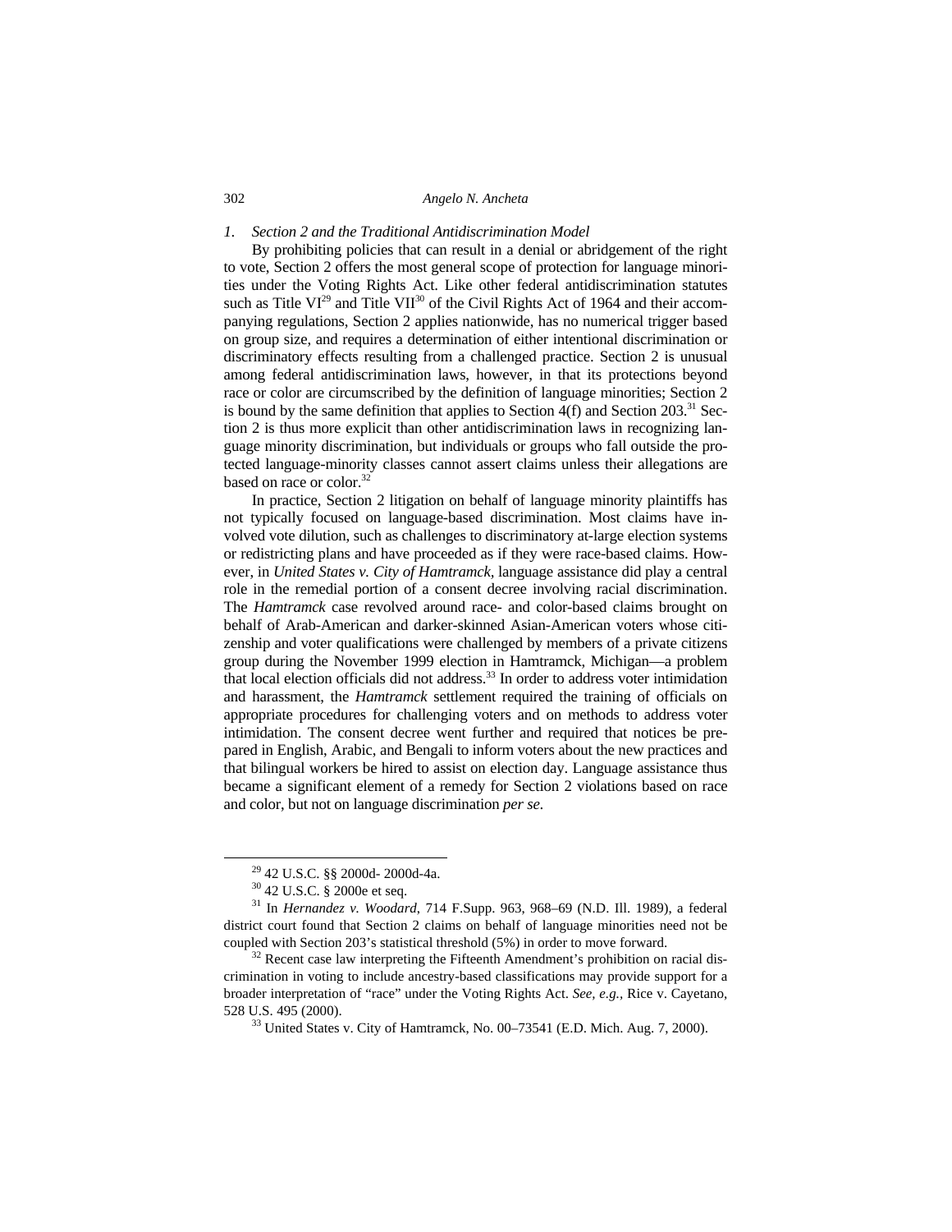### 1. Section 2 and the Traditional Antidiscrimination Model

By prohibiting policies that can result in a denial or abridgement of the right to vote, Section 2 offers the most general scope of protection for language minorities under the Voting Rights Act. Like other federal antidiscrimination statutes such as Title VI[29] and Title VII[30] of the Civil Rights Act of 1964 and their accompanying regulations, Section 2 applies nationwide, has no numerical trigger based on group size, and requires a determination of either intentional discrimination or discriminatory effects resulting from a challenged practice. Section 2 is unusual among federal antidiscrimination laws, however, in that its protections beyond race or color are circumscribed by the definition of language minorities; Section 2 is bound by the same definition that applies to Section 4(f) and Section 203.[31] Section 2 is thus more explicit than other antidiscrimination laws in recognizing language minority discrimination, but individuals or groups who fall outside the protected language-minority classes cannot assert claims unless their allegations are based on race or color.[32]

In practice, Section 2 litigation on behalf of language minority plaintiffs has not typically focused on language-based discrimination. Most claims have involved vote dilution, such as challenges to discriminatory at-large election systems or redistricting plans and have proceeded as if they were race-based claims. However, in *United States v. City of Hamtramck,* language assistance did play a central role in the remedial portion of a consent decree involving racial discrimination. The *Hamtramck* case revolved around race- and color-based claims brought on behalf of Arab-American and darker-skinned Asian-American voters whose citizenship and voter qualifications were challenged by members of a private citizens group during the November 1999 election in Hamtramck, Michigan—a problem that local election officials did not address.[33] In order to address voter intimidation and harassment, the *Hamtramck* settlement required the training of officials on appropriate procedures for challenging voters and on methods to address voter intimidation. The consent decree went further and required that notices be prepared in English, Arabic, and Bengali to inform voters about the new practices and that bilingual workers be hired to assist on election day. Language assistance thus became a significant element of a remedy for Section 2 violations based on race and color, but not on language discrimination *per se.*

---

[29] 42 U.S.C. §§ 2000d- 2000d-4a.

[30] 42 U.S.C. § 2000e et seq.

[31] In *Hernandez v. Woodard,* 714 F.Supp. 963, 968–69 (N.D. Ill. 1989), a federal district court found that Section 2 claims on behalf of language minorities need not be coupled with Section 203's statistical threshold (5%) in order to move forward.

[32] Recent case law interpreting the Fifteenth Amendment's prohibition on racial discrimination in voting to include ancestry-based classifications may provide support for a broader interpretation of "race" under the Voting Rights Act. *See, e.g.,* Rice v. Cayetano, 528 U.S. 495 (2000).

[33] United States v. City of Hamtramck, No. 00–73541 (E.D. Mich. Aug. 7, 2000).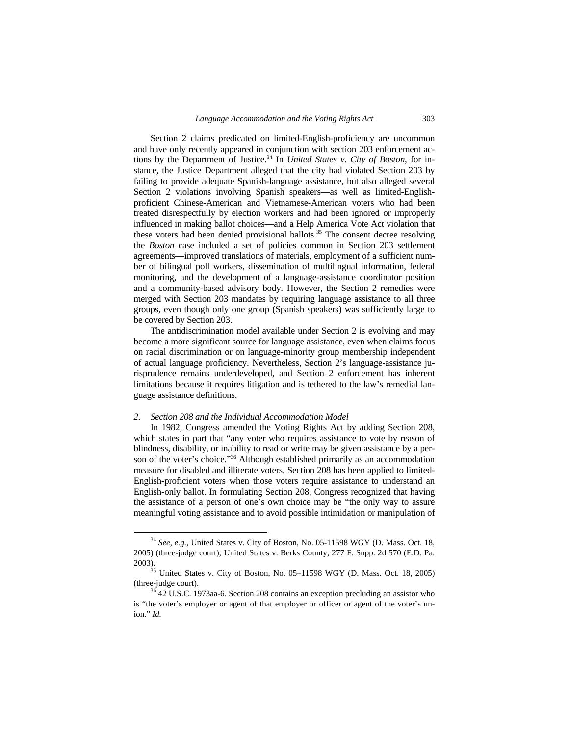Section 2 claims predicated on limited-English-proficiency are uncommon and have only recently appeared in conjunction with section 203 enforcement actions by the Department of Justice.[34] In *United States v. City of Boston*, for instance, the Justice Department alleged that the city had violated Section 203 by failing to provide adequate Spanish-language assistance, but also alleged several Section 2 violations involving Spanish speakers—as well as limited-English-proficient Chinese-American and Vietnamese-American voters who had been treated disrespectfully by election workers and had been ignored or improperly influenced in making ballot choices—and a Help America Vote Act violation that these voters had been denied provisional ballots.[35] The consent decree resolving the *Boston* case included a set of policies common in Section 203 settlement agreements—improved translations of materials, employment of a sufficient number of bilingual poll workers, dissemination of multilingual information, federal monitoring, and the development of a language-assistance coordinator position and a community-based advisory body. However, the Section 2 remedies were merged with Section 203 mandates by requiring language assistance to all three groups, even though only one group (Spanish speakers) was sufficiently large to be covered by Section 203.

The antidiscrimination model available under Section 2 is evolving and may become a more significant source for language assistance, even when claims focus on racial discrimination or on language-minority group membership independent of actual language proficiency. Nevertheless, Section 2's language-assistance jurisprudence remains underdeveloped, and Section 2 enforcement has inherent limitations because it requires litigation and is tethered to the law's remedial language assistance definitions.

### 2. *Section 208 and the Individual Accommodation Model*

In 1982, Congress amended the Voting Rights Act by adding Section 208, which states in part that "any voter who requires assistance to vote by reason of blindness, disability, or inability to read or write may be given assistance by a person of the voter's choice."[36] Although established primarily as an accommodation measure for disabled and illiterate voters, Section 208 has been applied to limited-English-proficient voters when those voters require assistance to understand an English-only ballot. In formulating Section 208, Congress recognized that having the assistance of a person of one's own choice may be "the only way to assure meaningful voting assistance and to avoid possible intimidation or manipulation of

---

[34] *See, e.g.*, United States v. City of Boston, No. 05-11598 WGY (D. Mass. Oct. 18, 2005) (three-judge court); United States v. Berks County, 277 F. Supp. 2d 570 (E.D. Pa. 2003).

[35] United States v. City of Boston, No. 05–11598 WGY (D. Mass. Oct. 18, 2005) (three-judge court).

[36] 42 U.S.C. 1973aa-6. Section 208 contains an exception precluding an assistor who is "the voter's employer or agent of that employer or officer or agent of the voter's union." *Id.*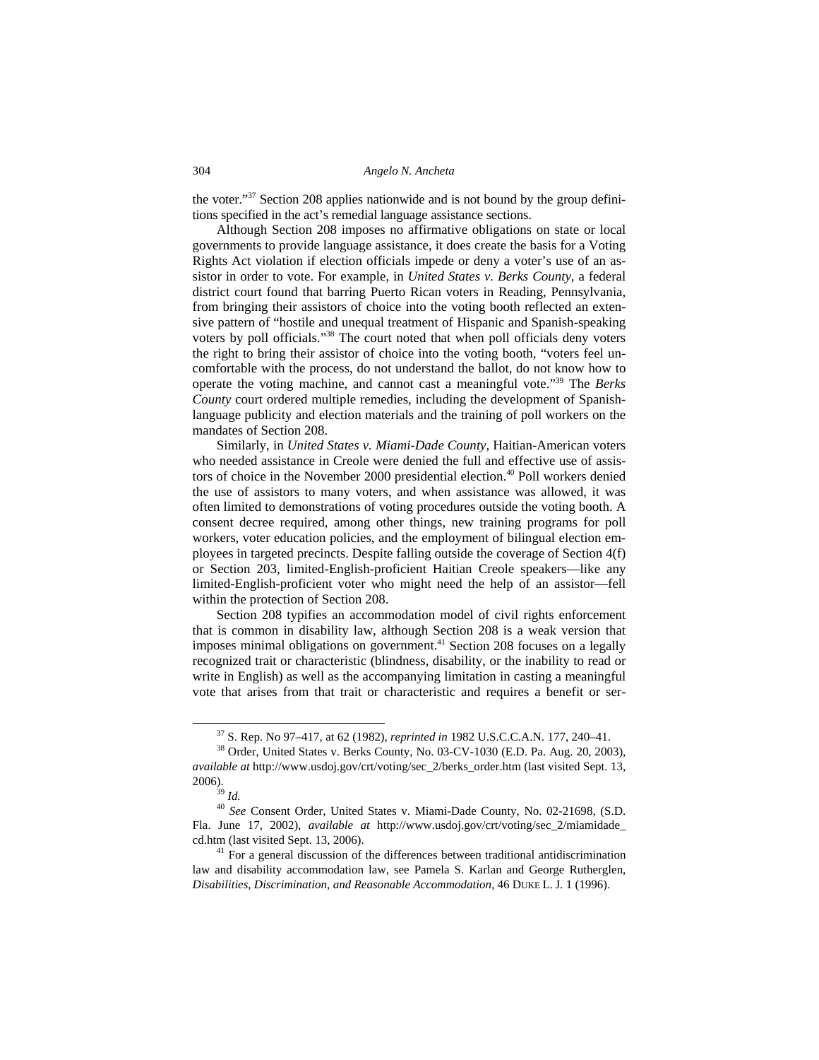the voter."[37] Section 208 applies nationwide and is not bound by the group definitions specified in the act's remedial language assistance sections.

Although Section 208 imposes no affirmative obligations on state or local governments to provide language assistance, it does create the basis for a Voting Rights Act violation if election officials impede or deny a voter's use of an assistor in order to vote. For example, in *United States v. Berks County*, a federal district court found that barring Puerto Rican voters in Reading, Pennsylvania, from bringing their assistors of choice into the voting booth reflected an extensive pattern of "hostile and unequal treatment of Hispanic and Spanish-speaking voters by poll officials."[38] The court noted that when poll officials deny voters the right to bring their assistor of choice into the voting booth, "voters feel uncomfortable with the process, do not understand the ballot, do not know how to operate the voting machine, and cannot cast a meaningful vote."[39] The *Berks County* court ordered multiple remedies, including the development of Spanish-language publicity and election materials and the training of poll workers on the mandates of Section 208.

Similarly, in *United States v. Miami-Dade County*, Haitian-American voters who needed assistance in Creole were denied the full and effective use of assistors of choice in the November 2000 presidential election.[40] Poll workers denied the use of assistors to many voters, and when assistance was allowed, it was often limited to demonstrations of voting procedures outside the voting booth. A consent decree required, among other things, new training programs for poll workers, voter education policies, and the employment of bilingual election employees in targeted precincts. Despite falling outside the coverage of Section 4(f) or Section 203, limited-English-proficient Haitian Creole speakers—like any limited-English-proficient voter who might need the help of an assistor—fell within the protection of Section 208.

Section 208 typifies an accommodation model of civil rights enforcement that is common in disability law, although Section 208 is a weak version that imposes minimal obligations on government.[41] Section 208 focuses on a legally recognized trait or characteristic (blindness, disability, or the inability to read or write in English) as well as the accompanying limitation in casting a meaningful vote that arises from that trait or characteristic and requires a benefit or ser-

---

[37] S. Rep. No 97–417, at 62 (1982), *reprinted in* 1982 U.S.C.C.A.N. 177, 240–41.

[38] Order, United States v. Berks County, No. 03-CV-1030 (E.D. Pa. Aug. 20, 2003), *available at* http://www.usdoj.gov/crt/voting/sec_2/berks_order.htm (last visited Sept. 13, 2006).

[39] *Id.*

[40] *See* Consent Order, United States v. Miami-Dade County, No. 02-21698, (S.D. Fla. June 17, 2002), *available at* http://www.usdoj.gov/crt/voting/sec_2/miamidade_cd.htm (last visited Sept. 13, 2006).

[41] For a general discussion of the differences between traditional antidiscrimination law and disability accommodation law, see Pamela S. Karlan and George Rutherglen, *Disabilities, Discrimination, and Reasonable Accommodation*, 46 DUKE L. J. 1 (1996).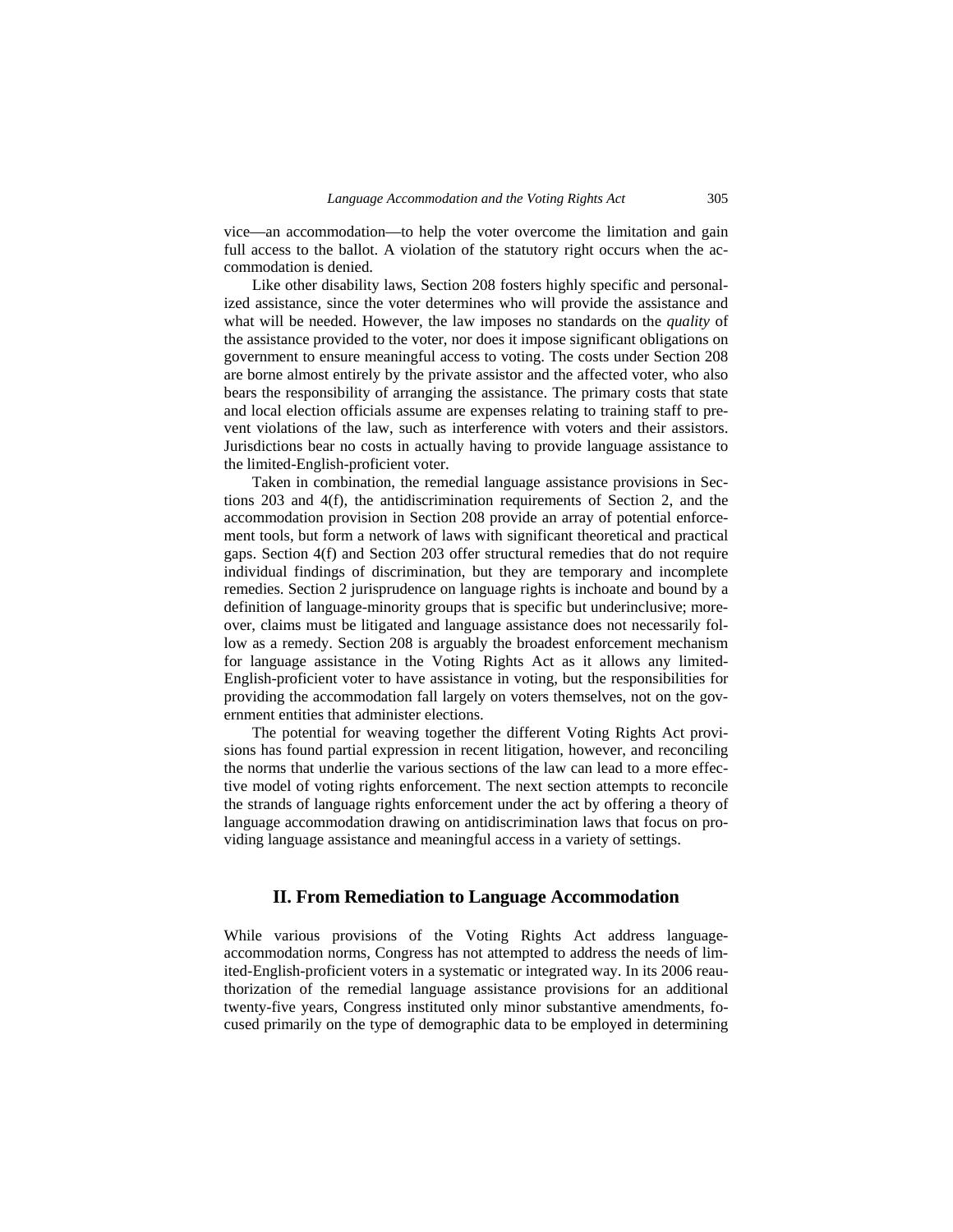vice—an accommodation—to help the voter overcome the limitation and gain full access to the ballot. A violation of the statutory right occurs when the accommodation is denied.

Like other disability laws, Section 208 fosters highly specific and personalized assistance, since the voter determines who will provide the assistance and what will be needed. However, the law imposes no standards on the *quality* of the assistance provided to the voter, nor does it impose significant obligations on government to ensure meaningful access to voting. The costs under Section 208 are borne almost entirely by the private assistor and the affected voter, who also bears the responsibility of arranging the assistance. The primary costs that state and local election officials assume are expenses relating to training staff to prevent violations of the law, such as interference with voters and their assistors. Jurisdictions bear no costs in actually having to provide language assistance to the limited-English-proficient voter.

Taken in combination, the remedial language assistance provisions in Sections 203 and 4(f), the antidiscrimination requirements of Section 2, and the accommodation provision in Section 208 provide an array of potential enforcement tools, but form a network of laws with significant theoretical and practical gaps. Section 4(f) and Section 203 offer structural remedies that do not require individual findings of discrimination, but they are temporary and incomplete remedies. Section 2 jurisprudence on language rights is inchoate and bound by a definition of language-minority groups that is specific but underinclusive; moreover, claims must be litigated and language assistance does not necessarily follow as a remedy. Section 208 is arguably the broadest enforcement mechanism for language assistance in the Voting Rights Act as it allows any limited-English-proficient voter to have assistance in voting, but the responsibilities for providing the accommodation fall largely on voters themselves, not on the government entities that administer elections.

The potential for weaving together the different Voting Rights Act provisions has found partial expression in recent litigation, however, and reconciling the norms that underlie the various sections of the law can lead to a more effective model of voting rights enforcement. The next section attempts to reconcile the strands of language rights enforcement under the act by offering a theory of language accommodation drawing on antidiscrimination laws that focus on providing language assistance and meaningful access in a variety of settings.

## II. From Remediation to Language Accommodation

While various provisions of the Voting Rights Act address language-accommodation norms, Congress has not attempted to address the needs of limited-English-proficient voters in a systematic or integrated way. In its 2006 reauthorization of the remedial language assistance provisions for an additional twenty-five years, Congress instituted only minor substantive amendments, focused primarily on the type of demographic data to be employed in determining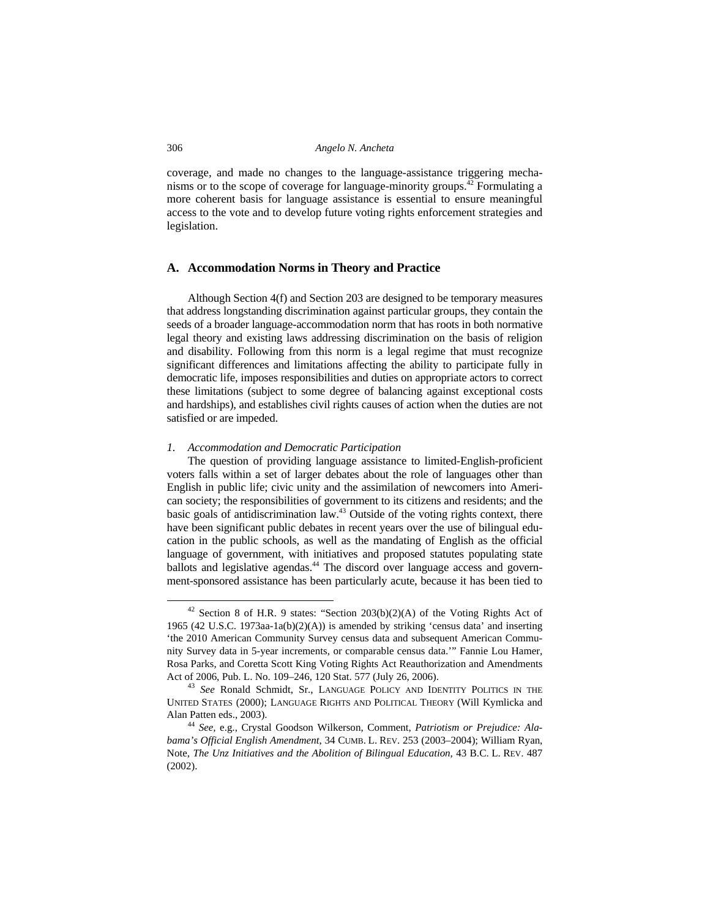coverage, and made no changes to the language-assistance triggering mechanisms or to the scope of coverage for language-minority groups.[42] Formulating a more coherent basis for language assistance is essential to ensure meaningful access to the vote and to develop future voting rights enforcement strategies and legislation.

## A. Accommodation Norms in Theory and Practice

Although Section 4(f) and Section 203 are designed to be temporary measures that address longstanding discrimination against particular groups, they contain the seeds of a broader language-accommodation norm that has roots in both normative legal theory and existing laws addressing discrimination on the basis of religion and disability. Following from this norm is a legal regime that must recognize significant differences and limitations affecting the ability to participate fully in democratic life, imposes responsibilities and duties on appropriate actors to correct these limitations (subject to some degree of balancing against exceptional costs and hardships), and establishes civil rights causes of action when the duties are not satisfied or are impeded.

### *1. Accommodation and Democratic Participation*

The question of providing language assistance to limited-English-proficient voters falls within a set of larger debates about the role of languages other than English in public life; civic unity and the assimilation of newcomers into American society; the responsibilities of government to its citizens and residents; and the basic goals of antidiscrimination law.[43] Outside of the voting rights context, there have been significant public debates in recent years over the use of bilingual education in the public schools, as well as the mandating of English as the official language of government, with initiatives and proposed statutes populating state ballots and legislative agendas.[44] The discord over language access and government-sponsored assistance has been particularly acute, because it has been tied to

---

[42] Section 8 of H.R. 9 states: "Section 203(b)(2)(A) of the Voting Rights Act of 1965 (42 U.S.C. 1973aa-1a(b)(2)(A)) is amended by striking 'census data' and inserting 'the 2010 American Community Survey census data and subsequent American Community Survey data in 5-year increments, or comparable census data.'" Fannie Lou Hamer, Rosa Parks, and Coretta Scott King Voting Rights Act Reauthorization and Amendments Act of 2006, Pub. L. No. 109–246, 120 Stat. 577 (July 26, 2006).

[43] *See* Ronald Schmidt, Sr., LANGUAGE POLICY AND IDENTITY POLITICS IN THE UNITED STATES (2000); LANGUAGE RIGHTS AND POLITICAL THEORY (Will Kymlicka and Alan Patten eds., 2003).

[44] *See, e.g.*, Crystal Goodson Wilkerson, Comment, *Patriotism or Prejudice: Alabama's Official English Amendment*, 34 CUMB. L. REV. 253 (2003–2004); William Ryan, Note, *The Unz Initiatives and the Abolition of Bilingual Education*, 43 B.C. L. REV. 487 (2002).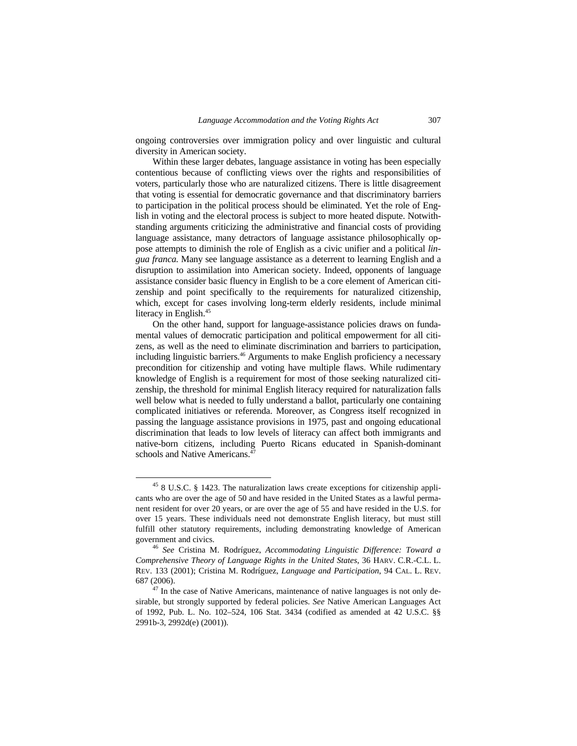ongoing controversies over immigration policy and over linguistic and cultural diversity in American society.

Within these larger debates, language assistance in voting has been especially contentious because of conflicting views over the rights and responsibilities of voters, particularly those who are naturalized citizens. There is little disagreement that voting is essential for democratic governance and that discriminatory barriers to participation in the political process should be eliminated. Yet the role of English in voting and the electoral process is subject to more heated dispute. Notwithstanding arguments criticizing the administrative and financial costs of providing language assistance, many detractors of language assistance philosophically oppose attempts to diminish the role of English as a civic unifier and a political *lingua franca.* Many see language assistance as a deterrent to learning English and a disruption to assimilation into American society. Indeed, opponents of language assistance consider basic fluency in English to be a core element of American citizenship and point specifically to the requirements for naturalized citizenship, which, except for cases involving long-term elderly residents, include minimal literacy in English.[45]

On the other hand, support for language-assistance policies draws on fundamental values of democratic participation and political empowerment for all citizens, as well as the need to eliminate discrimination and barriers to participation, including linguistic barriers.[46] Arguments to make English proficiency a necessary precondition for citizenship and voting have multiple flaws. While rudimentary knowledge of English is a requirement for most of those seeking naturalized citizenship, the threshold for minimal English literacy required for naturalization falls well below what is needed to fully understand a ballot, particularly one containing complicated initiatives or referenda. Moreover, as Congress itself recognized in passing the language assistance provisions in 1975, past and ongoing educational discrimination that leads to low levels of literacy can affect both immigrants and native-born citizens, including Puerto Ricans educated in Spanish-dominant schools and Native Americans.[47]

---

[45] 8 U.S.C. § 1423. The naturalization laws create exceptions for citizenship applicants who are over the age of 50 and have resided in the United States as a lawful permanent resident for over 20 years, or are over the age of 55 and have resided in the U.S. for over 15 years. These individuals need not demonstrate English literacy, but must still fulfill other statutory requirements, including demonstrating knowledge of American government and civics.

[46] *See* Cristina M. Rodríguez, *Accommodating Linguistic Difference: Toward a Comprehensive Theory of Language Rights in the United States*, 36 HARV. C.R.-C.L. L. REV. 133 (2001); Cristina M. Rodríguez, *Language and Participation*, 94 CAL. L. REV. 687 (2006).

[47] In the case of Native Americans, maintenance of native languages is not only desirable, but strongly supported by federal policies. *See* Native American Languages Act of 1992, Pub. L. No. 102–524, 106 Stat. 3434 (codified as amended at 42 U.S.C. §§ 2991b-3, 2992d(e) (2001)).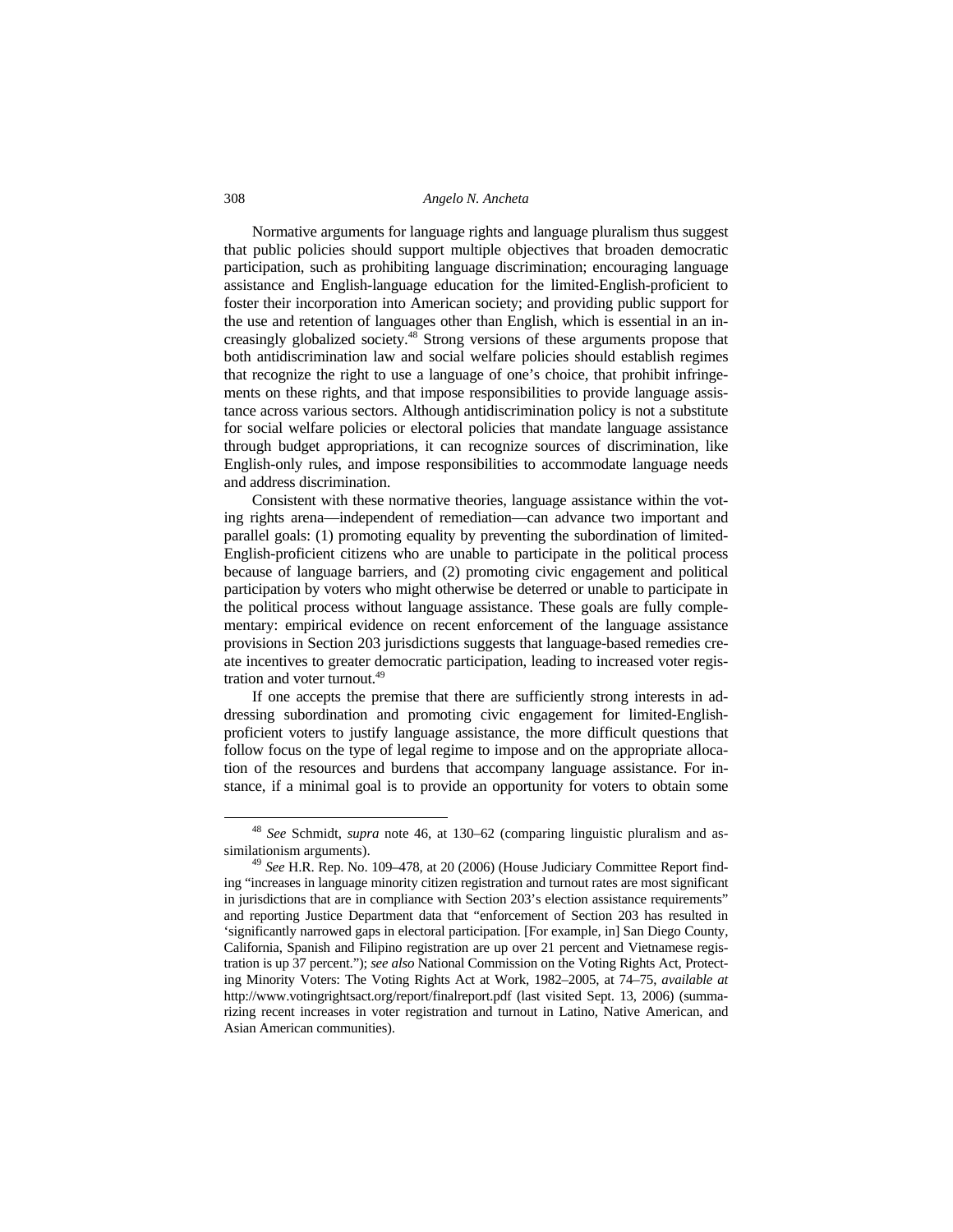Normative arguments for language rights and language pluralism thus suggest that public policies should support multiple objectives that broaden democratic participation, such as prohibiting language discrimination; encouraging language assistance and English-language education for the limited-English-proficient to foster their incorporation into American society; and providing public support for the use and retention of languages other than English, which is essential in an increasingly globalized society.[48] Strong versions of these arguments propose that both antidiscrimination law and social welfare policies should establish regimes that recognize the right to use a language of one's choice, that prohibit infringements on these rights, and that impose responsibilities to provide language assistance across various sectors. Although antidiscrimination policy is not a substitute for social welfare policies or electoral policies that mandate language assistance through budget appropriations, it can recognize sources of discrimination, like English-only rules, and impose responsibilities to accommodate language needs and address discrimination.

Consistent with these normative theories, language assistance within the voting rights arena—independent of remediation—can advance two important and parallel goals: (1) promoting equality by preventing the subordination of limited-English-proficient citizens who are unable to participate in the political process because of language barriers, and (2) promoting civic engagement and political participation by voters who might otherwise be deterred or unable to participate in the political process without language assistance. These goals are fully complementary: empirical evidence on recent enforcement of the language assistance provisions in Section 203 jurisdictions suggests that language-based remedies create incentives to greater democratic participation, leading to increased voter registration and voter turnout.[49]

If one accepts the premise that there are sufficiently strong interests in addressing subordination and promoting civic engagement for limited-English-proficient voters to justify language assistance, the more difficult questions that follow focus on the type of legal regime to impose and on the appropriate allocation of the resources and burdens that accompany language assistance. For instance, if a minimal goal is to provide an opportunity for voters to obtain some

---

[48] *See* Schmidt, *supra* note 46, at 130–62 (comparing linguistic pluralism and assimilationism arguments).

[49] *See* H.R. Rep. No. 109–478, at 20 (2006) (House Judiciary Committee Report finding "increases in language minority citizen registration and turnout rates are most significant in jurisdictions that are in compliance with Section 203's election assistance requirements" and reporting Justice Department data that "enforcement of Section 203 has resulted in 'significantly narrowed gaps in electoral participation. [For example, in] San Diego County, California, Spanish and Filipino registration are up over 21 percent and Vietnamese registration is up 37 percent."); *see also* National Commission on the Voting Rights Act, Protecting Minority Voters: The Voting Rights Act at Work, 1982–2005, at 74–75, *available at* http://www.votingrightsact.org/report/finalreport.pdf (last visited Sept. 13, 2006) (summarizing recent increases in voter registration and turnout in Latino, Native American, and Asian American communities).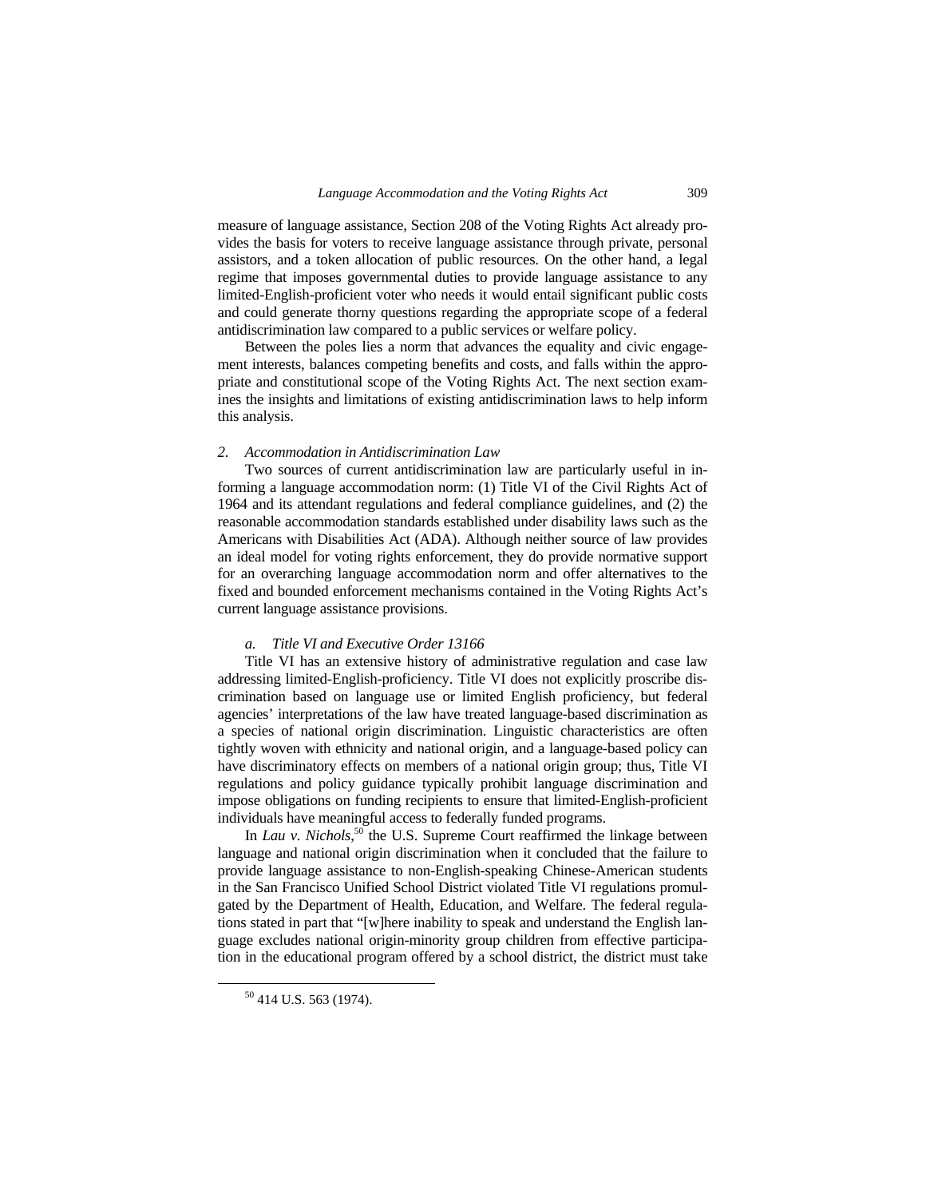measure of language assistance, Section 208 of the Voting Rights Act already provides the basis for voters to receive language assistance through private, personal assistors, and a token allocation of public resources. On the other hand, a legal regime that imposes governmental duties to provide language assistance to any limited-English-proficient voter who needs it would entail significant public costs and could generate thorny questions regarding the appropriate scope of a federal antidiscrimination law compared to a public services or welfare policy.

Between the poles lies a norm that advances the equality and civic engagement interests, balances competing benefits and costs, and falls within the appropriate and constitutional scope of the Voting Rights Act. The next section examines the insights and limitations of existing antidiscrimination laws to help inform this analysis.

### *2. Accommodation in Antidiscrimination Law*

Two sources of current antidiscrimination law are particularly useful in informing a language accommodation norm: (1) Title VI of the Civil Rights Act of 1964 and its attendant regulations and federal compliance guidelines, and (2) the reasonable accommodation standards established under disability laws such as the Americans with Disabilities Act (ADA). Although neither source of law provides an ideal model for voting rights enforcement, they do provide normative support for an overarching language accommodation norm and offer alternatives to the fixed and bounded enforcement mechanisms contained in the Voting Rights Act's current language assistance provisions.

#### *a. Title VI and Executive Order 13166*

Title VI has an extensive history of administrative regulation and case law addressing limited-English-proficiency. Title VI does not explicitly proscribe discrimination based on language use or limited English proficiency, but federal agencies' interpretations of the law have treated language-based discrimination as a species of national origin discrimination. Linguistic characteristics are often tightly woven with ethnicity and national origin, and a language-based policy can have discriminatory effects on members of a national origin group; thus, Title VI regulations and policy guidance typically prohibit language discrimination and impose obligations on funding recipients to ensure that limited-English-proficient individuals have meaningful access to federally funded programs.

In *Lau v. Nichols*,[50] the U.S. Supreme Court reaffirmed the linkage between language and national origin discrimination when it concluded that the failure to provide language assistance to non-English-speaking Chinese-American students in the San Francisco Unified School District violated Title VI regulations promulgated by the Department of Health, Education, and Welfare. The federal regulations stated in part that "[w]here inability to speak and understand the English language excludes national origin-minority group children from effective participation in the educational program offered by a school district, the district must take

[50] 414 U.S. 563 (1974).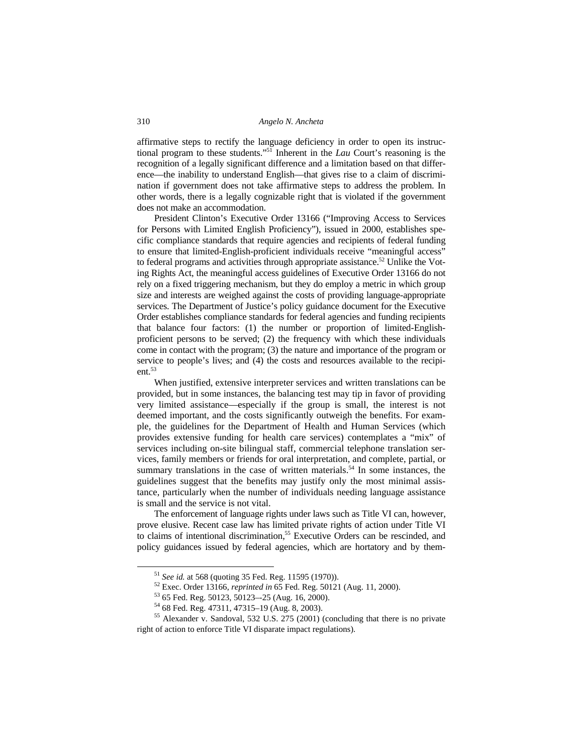affirmative steps to rectify the language deficiency in order to open its instructional program to these students."[51] Inherent in the *Lau* Court's reasoning is the recognition of a legally significant difference and a limitation based on that difference—the inability to understand English—that gives rise to a claim of discrimination if government does not take affirmative steps to address the problem. In other words, there is a legally cognizable right that is violated if the government does not make an accommodation.

President Clinton's Executive Order 13166 ("Improving Access to Services for Persons with Limited English Proficiency"), issued in 2000, establishes specific compliance standards that require agencies and recipients of federal funding to ensure that limited-English-proficient individuals receive "meaningful access" to federal programs and activities through appropriate assistance.[52] Unlike the Voting Rights Act, the meaningful access guidelines of Executive Order 13166 do not rely on a fixed triggering mechanism, but they do employ a metric in which group size and interests are weighed against the costs of providing language-appropriate services. The Department of Justice's policy guidance document for the Executive Order establishes compliance standards for federal agencies and funding recipients that balance four factors: (1) the number or proportion of limited-English-proficient persons to be served; (2) the frequency with which these individuals come in contact with the program; (3) the nature and importance of the program or service to people's lives; and (4) the costs and resources available to the recipient.[53]

When justified, extensive interpreter services and written translations can be provided, but in some instances, the balancing test may tip in favor of providing very limited assistance—especially if the group is small, the interest is not deemed important, and the costs significantly outweigh the benefits. For example, the guidelines for the Department of Health and Human Services (which provides extensive funding for health care services) contemplates a "mix" of services including on-site bilingual staff, commercial telephone translation services, family members or friends for oral interpretation, and complete, partial, or summary translations in the case of written materials.[54] In some instances, the guidelines suggest that the benefits may justify only the most minimal assistance, particularly when the number of individuals needing language assistance is small and the service is not vital.

The enforcement of language rights under laws such as Title VI can, however, prove elusive. Recent case law has limited private rights of action under Title VI to claims of intentional discrimination,[55] Executive Orders can be rescinded, and policy guidances issued by federal agencies, which are hortatory and by them-

---

[51] *See id.* at 568 (quoting 35 Fed. Reg. 11595 (1970)).

[52] Exec. Order 13166, *reprinted in* 65 Fed. Reg. 50121 (Aug. 11, 2000).

[53] 65 Fed. Reg. 50123, 50123–-25 (Aug. 16, 2000).

[54] 68 Fed. Reg. 47311, 47315–19 (Aug. 8, 2003).

[55] Alexander v. Sandoval, 532 U.S. 275 (2001) (concluding that there is no private right of action to enforce Title VI disparate impact regulations).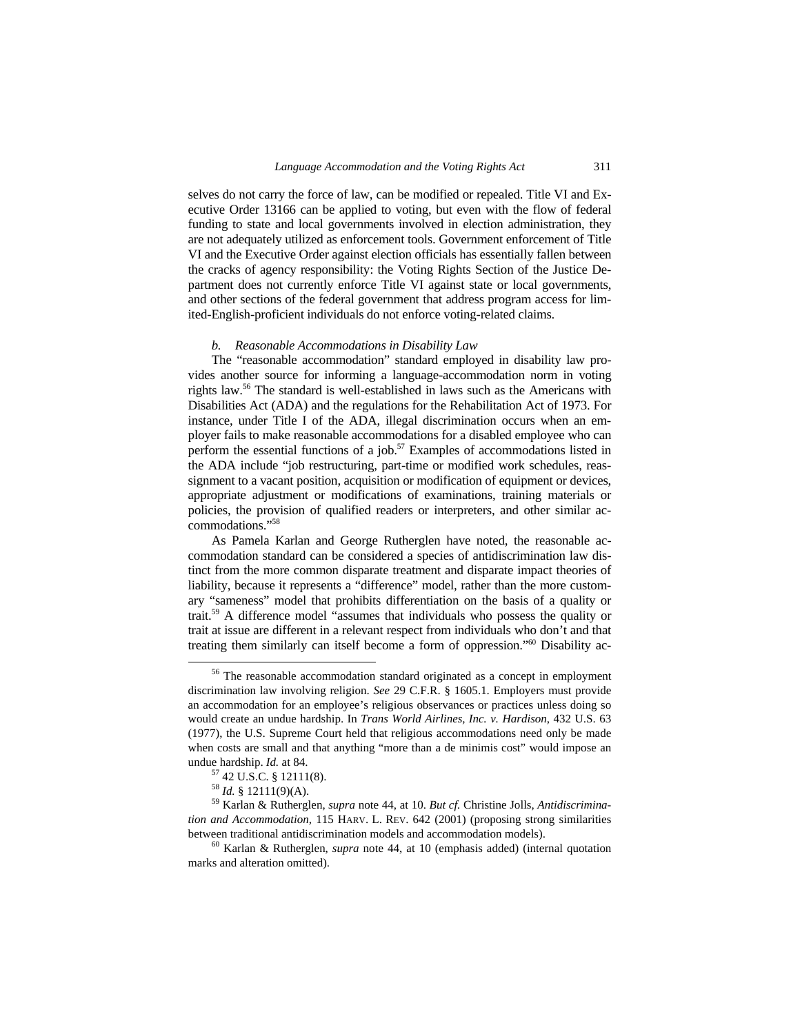selves do not carry the force of law, can be modified or repealed. Title VI and Executive Order 13166 can be applied to voting, but even with the flow of federal funding to state and local governments involved in election administration, they are not adequately utilized as enforcement tools. Government enforcement of Title VI and the Executive Order against election officials has essentially fallen between the cracks of agency responsibility: the Voting Rights Section of the Justice Department does not currently enforce Title VI against state or local governments, and other sections of the federal government that address program access for limited-English-proficient individuals do not enforce voting-related claims.

### *b. Reasonable Accommodations in Disability Law*

The "reasonable accommodation" standard employed in disability law provides another source for informing a language-accommodation norm in voting rights law.[56] The standard is well-established in laws such as the Americans with Disabilities Act (ADA) and the regulations for the Rehabilitation Act of 1973. For instance, under Title I of the ADA, illegal discrimination occurs when an employer fails to make reasonable accommodations for a disabled employee who can perform the essential functions of a job.[57] Examples of accommodations listed in the ADA include "job restructuring, part-time or modified work schedules, reassignment to a vacant position, acquisition or modification of equipment or devices, appropriate adjustment or modifications of examinations, training materials or policies, the provision of qualified readers or interpreters, and other similar accommodations."[58]

As Pamela Karlan and George Rutherglen have noted, the reasonable accommodation standard can be considered a species of antidiscrimination law distinct from the more common disparate treatment and disparate impact theories of liability, because it represents a "difference" model, rather than the more customary "sameness" model that prohibits differentiation on the basis of a quality or trait.[59] A difference model "assumes that individuals who possess the quality or trait at issue are different in a relevant respect from individuals who don't and that treating them similarly can itself become a form of oppression."[60] Disability ac-

---

[56] The reasonable accommodation standard originated as a concept in employment discrimination law involving religion. *See* 29 C.F.R. § 1605.1. Employers must provide an accommodation for an employee's religious observances or practices unless doing so would create an undue hardship. In *Trans World Airlines, Inc. v. Hardison*, 432 U.S. 63 (1977), the U.S. Supreme Court held that religious accommodations need only be made when costs are small and that anything "more than a de minimis cost" would impose an undue hardship. *Id.* at 84.

[57] 42 U.S.C. § 12111(8).

[58] *Id.* § 12111(9)(A).

[59] Karlan & Rutherglen, *supra* note 44, at 10. *But cf.* Christine Jolls, *Antidiscrimination and Accommodation*, 115 HARV. L. REV. 642 (2001) (proposing strong similarities between traditional antidiscrimination models and accommodation models).

[60] Karlan & Rutherglen, *supra* note 44, at 10 (emphasis added) (internal quotation marks and alteration omitted).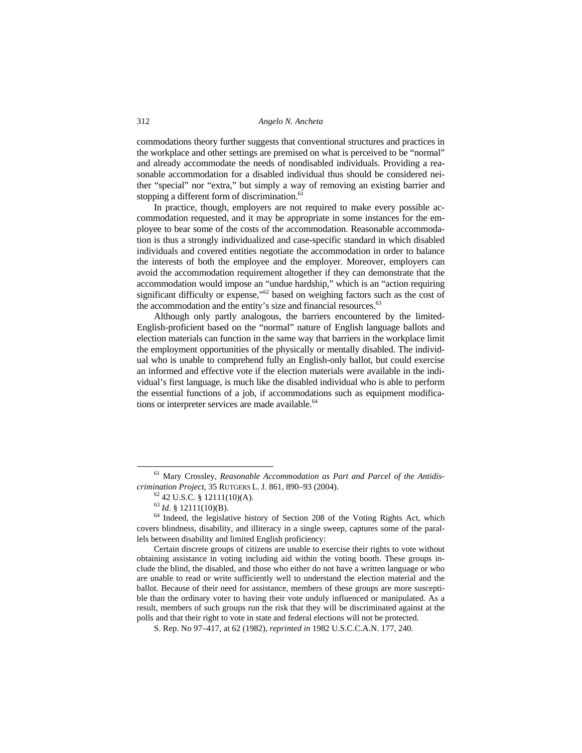commodations theory further suggests that conventional structures and practices in the workplace and other settings are premised on what is perceived to be "normal" and already accommodate the needs of nondisabled individuals. Providing a reasonable accommodation for a disabled individual thus should be considered neither "special" nor "extra," but simply a way of removing an existing barrier and stopping a different form of discrimination.[61]

In practice, though, employers are not required to make every possible accommodation requested, and it may be appropriate in some instances for the employee to bear some of the costs of the accommodation. Reasonable accommodation is thus a strongly individualized and case-specific standard in which disabled individuals and covered entities negotiate the accommodation in order to balance the interests of both the employee and the employer. Moreover, employers can avoid the accommodation requirement altogether if they can demonstrate that the accommodation would impose an "undue hardship," which is an "action requiring significant difficulty or expense,"[62] based on weighing factors such as the cost of the accommodation and the entity's size and financial resources.[63]

Although only partly analogous, the barriers encountered by the limited-English-proficient based on the "normal" nature of English language ballots and election materials can function in the same way that barriers in the workplace limit the employment opportunities of the physically or mentally disabled. The individual who is unable to comprehend fully an English-only ballot, but could exercise an informed and effective vote if the election materials were available in the individual's first language, is much like the disabled individual who is able to perform the essential functions of a job, if accommodations such as equipment modifications or interpreter services are made available.[64]

---

[61] Mary Crossley, *Reasonable Accommodation as Part and Parcel of the Antidiscrimination Project*, 35 RUTGERS L. J. 861, 890–93 (2004).

[62] 42 U.S.C. § 12111(10)(A).

[63] *Id*. § 12111(10)(B).

[64] Indeed, the legislative history of Section 208 of the Voting Rights Act, which covers blindness, disability, and illiteracy in a single sweep, captures some of the parallels between disability and limited English proficiency:

> Certain discrete groups of citizens are unable to exercise their rights to vote without obtaining assistance in voting including aid within the voting booth. These groups include the blind, the disabled, and those who either do not have a written language or who are unable to read or write sufficiently well to understand the election material and the ballot. Because of their need for assistance, members of these groups are more susceptible than the ordinary voter to having their vote unduly influenced or manipulated. As a result, members of such groups run the risk that they will be discriminated against at the polls and that their right to vote in state and federal elections will not be protected.

S. Rep. No 97–417, at 62 (1982), *reprinted in* 1982 U.S.C.C.A.N. 177, 240.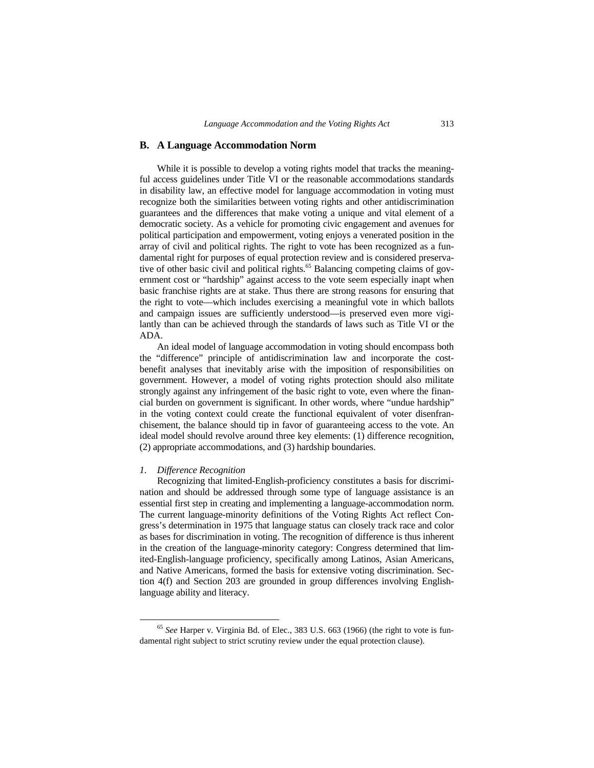## B. A Language Accommodation Norm

While it is possible to develop a voting rights model that tracks the meaningful access guidelines under Title VI or the reasonable accommodations standards in disability law, an effective model for language accommodation in voting must recognize both the similarities between voting rights and other antidiscrimination guarantees and the differences that make voting a unique and vital element of a democratic society. As a vehicle for promoting civic engagement and avenues for political participation and empowerment, voting enjoys a venerated position in the array of civil and political rights. The right to vote has been recognized as a fundamental right for purposes of equal protection review and is considered preservative of other basic civil and political rights.[65] Balancing competing claims of government cost or "hardship" against access to the vote seem especially inapt when basic franchise rights are at stake. Thus there are strong reasons for ensuring that the right to vote—which includes exercising a meaningful vote in which ballots and campaign issues are sufficiently understood—is preserved even more vigilantly than can be achieved through the standards of laws such as Title VI or the ADA.

An ideal model of language accommodation in voting should encompass both the "difference" principle of antidiscrimination law and incorporate the cost-benefit analyses that inevitably arise with the imposition of responsibilities on government. However, a model of voting rights protection should also militate strongly against any infringement of the basic right to vote, even where the financial burden on government is significant. In other words, where "undue hardship" in the voting context could create the functional equivalent of voter disenfranchisement, the balance should tip in favor of guaranteeing access to the vote. An ideal model should revolve around three key elements: (1) difference recognition, (2) appropriate accommodations, and (3) hardship boundaries.

### *1. Difference Recognition*

Recognizing that limited-English-proficiency constitutes a basis for discrimination and should be addressed through some type of language assistance is an essential first step in creating and implementing a language-accommodation norm. The current language-minority definitions of the Voting Rights Act reflect Congress's determination in 1975 that language status can closely track race and color as bases for discrimination in voting. The recognition of difference is thus inherent in the creation of the language-minority category: Congress determined that limited-English-language proficiency, specifically among Latinos, Asian Americans, and Native Americans, formed the basis for extensive voting discrimination. Section 4(f) and Section 203 are grounded in group differences involving English-language ability and literacy.

---

[65] *See* Harper v. Virginia Bd. of Elec., 383 U.S. 663 (1966) (the right to vote is fundamental right subject to strict scrutiny review under the equal protection clause).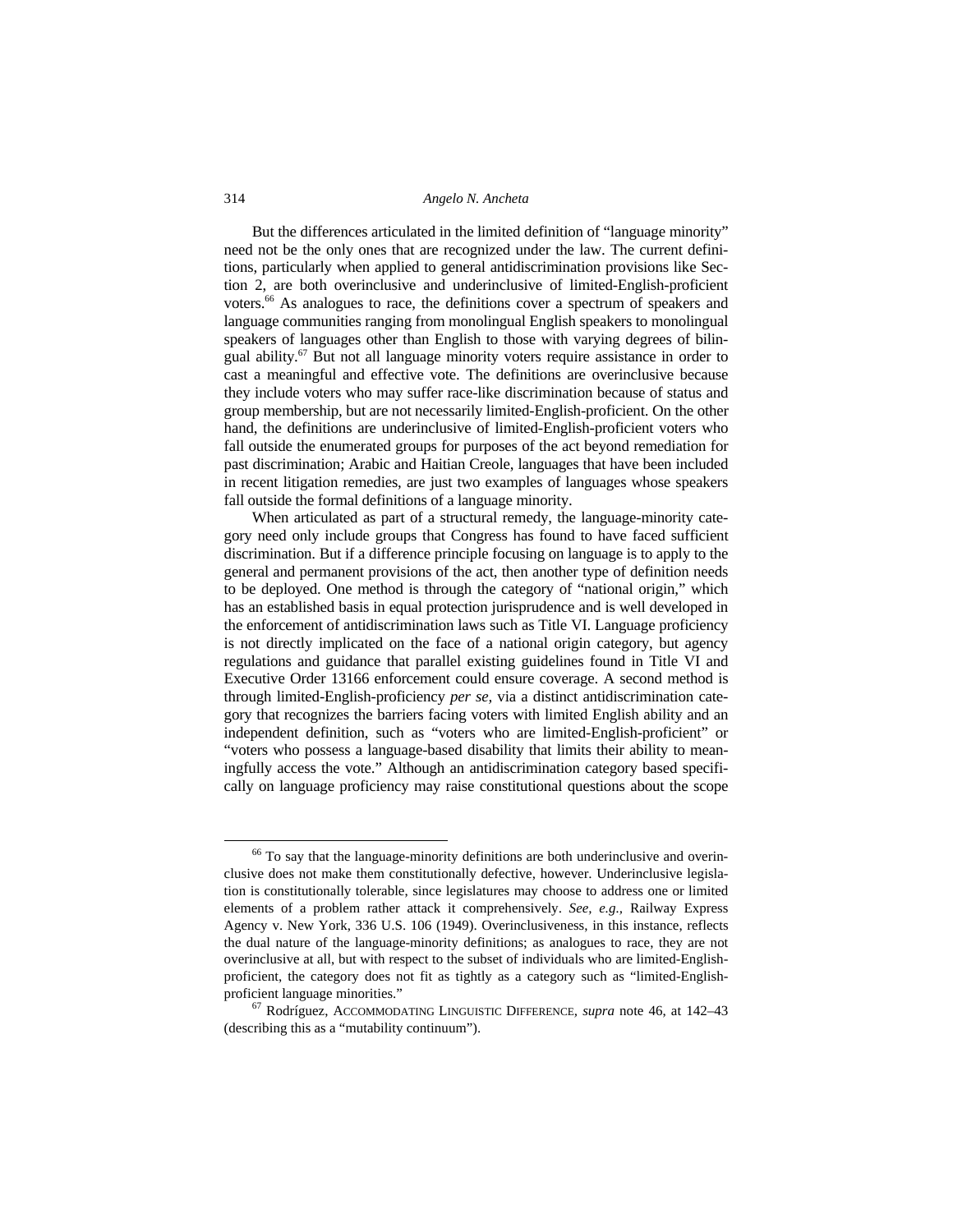But the differences articulated in the limited definition of "language minority" need not be the only ones that are recognized under the law. The current definitions, particularly when applied to general antidiscrimination provisions like Section 2, are both overinclusive and underinclusive of limited-English-proficient voters.[66] As analogues to race, the definitions cover a spectrum of speakers and language communities ranging from monolingual English speakers to monolingual speakers of languages other than English to those with varying degrees of bilingual ability.[67] But not all language minority voters require assistance in order to cast a meaningful and effective vote. The definitions are overinclusive because they include voters who may suffer race-like discrimination because of status and group membership, but are not necessarily limited-English-proficient. On the other hand, the definitions are underinclusive of limited-English-proficient voters who fall outside the enumerated groups for purposes of the act beyond remediation for past discrimination; Arabic and Haitian Creole, languages that have been included in recent litigation remedies, are just two examples of languages whose speakers fall outside the formal definitions of a language minority.

When articulated as part of a structural remedy, the language-minority category need only include groups that Congress has found to have faced sufficient discrimination. But if a difference principle focusing on language is to apply to the general and permanent provisions of the act, then another type of definition needs to be deployed. One method is through the category of "national origin," which has an established basis in equal protection jurisprudence and is well developed in the enforcement of antidiscrimination laws such as Title VI. Language proficiency is not directly implicated on the face of a national origin category, but agency regulations and guidance that parallel existing guidelines found in Title VI and Executive Order 13166 enforcement could ensure coverage. A second method is through limited-English-proficiency *per se*, via a distinct antidiscrimination category that recognizes the barriers facing voters with limited English ability and an independent definition, such as "voters who are limited-English-proficient" or "voters who possess a language-based disability that limits their ability to meaningfully access the vote." Although an antidiscrimination category based specifically on language proficiency may raise constitutional questions about the scope

---

[66] To say that the language-minority definitions are both underinclusive and overinclusive does not make them constitutionally defective, however. Underinclusive legislation is constitutionally tolerable, since legislatures may choose to address one or limited elements of a problem rather attack it comprehensively. *See, e.g.*, Railway Express Agency v. New York, 336 U.S. 106 (1949). Overinclusiveness, in this instance, reflects the dual nature of the language-minority definitions; as analogues to race, they are not overinclusive at all, but with respect to the subset of individuals who are limited-English-proficient, the category does not fit as tightly as a category such as "limited-English-proficient language minorities."

[67] Rodríguez, ACCOMMODATING LINGUISTIC DIFFERENCE, *supra* note 46, at 142–43 (describing this as a "mutability continuum").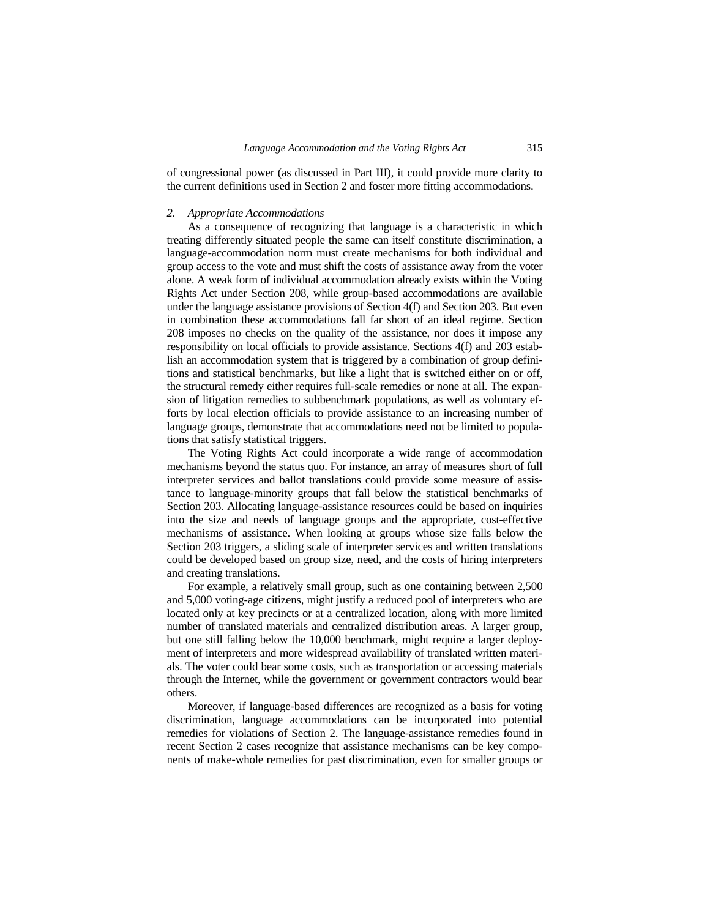of congressional power (as discussed in Part III), it could provide more clarity to the current definitions used in Section 2 and foster more fitting accommodations.

### 2. *Appropriate Accommodations*

As a consequence of recognizing that language is a characteristic in which treating differently situated people the same can itself constitute discrimination, a language-accommodation norm must create mechanisms for both individual and group access to the vote and must shift the costs of assistance away from the voter alone. A weak form of individual accommodation already exists within the Voting Rights Act under Section 208, while group-based accommodations are available under the language assistance provisions of Section 4(f) and Section 203. But even in combination these accommodations fall far short of an ideal regime. Section 208 imposes no checks on the quality of the assistance, nor does it impose any responsibility on local officials to provide assistance. Sections 4(f) and 203 establish an accommodation system that is triggered by a combination of group definitions and statistical benchmarks, but like a light that is switched either on or off, the structural remedy either requires full-scale remedies or none at all. The expansion of litigation remedies to subbenchmark populations, as well as voluntary efforts by local election officials to provide assistance to an increasing number of language groups, demonstrate that accommodations need not be limited to populations that satisfy statistical triggers.

The Voting Rights Act could incorporate a wide range of accommodation mechanisms beyond the status quo. For instance, an array of measures short of full interpreter services and ballot translations could provide some measure of assistance to language-minority groups that fall below the statistical benchmarks of Section 203. Allocating language-assistance resources could be based on inquiries into the size and needs of language groups and the appropriate, cost-effective mechanisms of assistance. When looking at groups whose size falls below the Section 203 triggers, a sliding scale of interpreter services and written translations could be developed based on group size, need, and the costs of hiring interpreters and creating translations.

For example, a relatively small group, such as one containing between 2,500 and 5,000 voting-age citizens, might justify a reduced pool of interpreters who are located only at key precincts or at a centralized location, along with more limited number of translated materials and centralized distribution areas. A larger group, but one still falling below the 10,000 benchmark, might require a larger deployment of interpreters and more widespread availability of translated written materials. The voter could bear some costs, such as transportation or accessing materials through the Internet, while the government or government contractors would bear others.

Moreover, if language-based differences are recognized as a basis for voting discrimination, language accommodations can be incorporated into potential remedies for violations of Section 2. The language-assistance remedies found in recent Section 2 cases recognize that assistance mechanisms can be key components of make-whole remedies for past discrimination, even for smaller groups or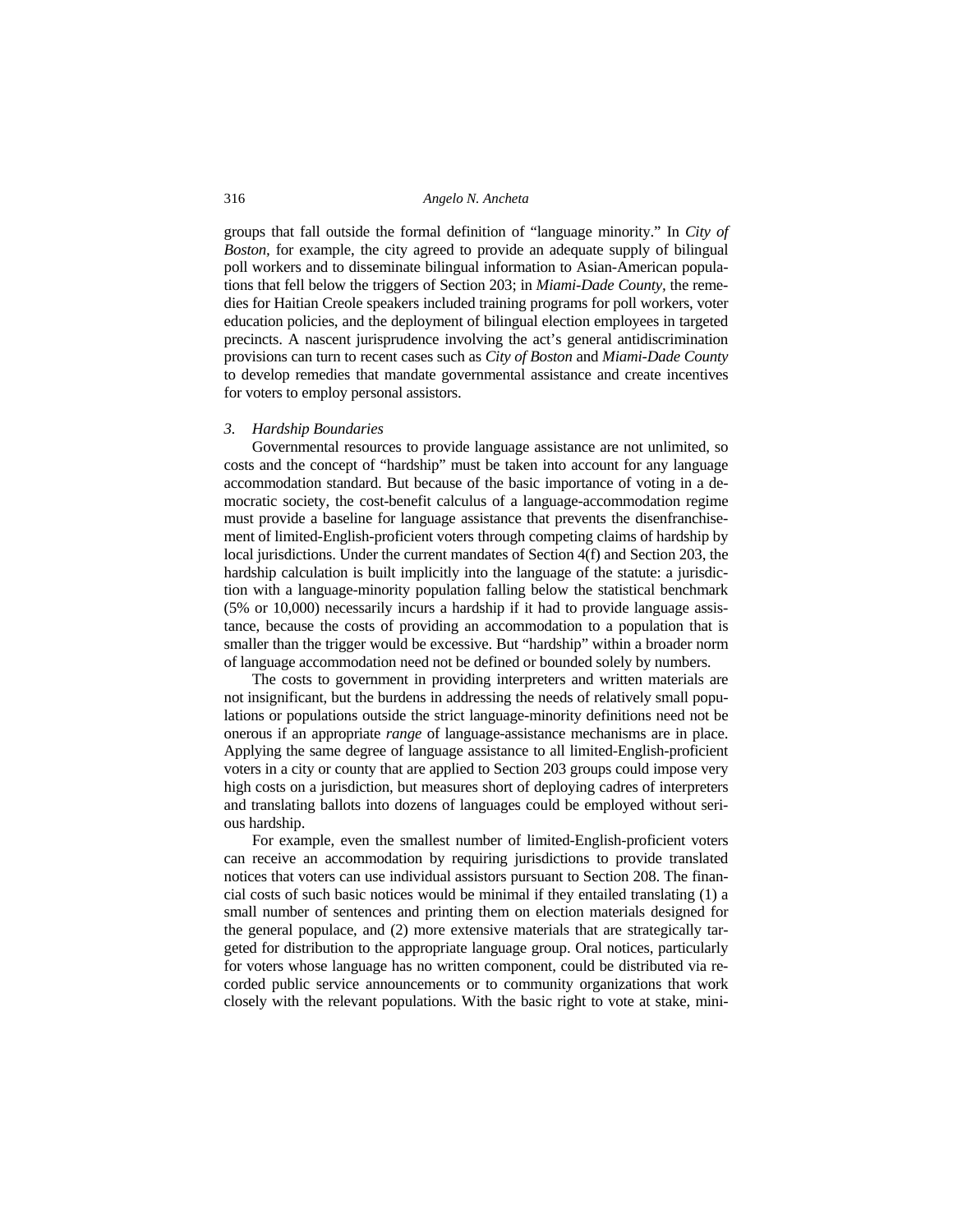groups that fall outside the formal definition of "language minority." In *City of Boston*, for example, the city agreed to provide an adequate supply of bilingual poll workers and to disseminate bilingual information to Asian-American populations that fell below the triggers of Section 203; in *Miami-Dade County*, the remedies for Haitian Creole speakers included training programs for poll workers, voter education policies, and the deployment of bilingual election employees in targeted precincts. A nascent jurisprudence involving the act's general antidiscrimination provisions can turn to recent cases such as *City of Boston* and *Miami-Dade County* to develop remedies that mandate governmental assistance and create incentives for voters to employ personal assistors.

### 3. *Hardship Boundaries*

Governmental resources to provide language assistance are not unlimited, so costs and the concept of "hardship" must be taken into account for any language accommodation standard. But because of the basic importance of voting in a democratic society, the cost-benefit calculus of a language-accommodation regime must provide a baseline for language assistance that prevents the disenfranchisement of limited-English-proficient voters through competing claims of hardship by local jurisdictions. Under the current mandates of Section 4(f) and Section 203, the hardship calculation is built implicitly into the language of the statute: a jurisdiction with a language-minority population falling below the statistical benchmark (5% or 10,000) necessarily incurs a hardship if it had to provide language assistance, because the costs of providing an accommodation to a population that is smaller than the trigger would be excessive. But "hardship" within a broader norm of language accommodation need not be defined or bounded solely by numbers.

The costs to government in providing interpreters and written materials are not insignificant, but the burdens in addressing the needs of relatively small populations or populations outside the strict language-minority definitions need not be onerous if an appropriate *range* of language-assistance mechanisms are in place. Applying the same degree of language assistance to all limited-English-proficient voters in a city or county that are applied to Section 203 groups could impose very high costs on a jurisdiction, but measures short of deploying cadres of interpreters and translating ballots into dozens of languages could be employed without serious hardship.

For example, even the smallest number of limited-English-proficient voters can receive an accommodation by requiring jurisdictions to provide translated notices that voters can use individual assistors pursuant to Section 208. The financial costs of such basic notices would be minimal if they entailed translating (1) a small number of sentences and printing them on election materials designed for the general populace, and (2) more extensive materials that are strategically targeted for distribution to the appropriate language group. Oral notices, particularly for voters whose language has no written component, could be distributed via recorded public service announcements or to community organizations that work closely with the relevant populations. With the basic right to vote at stake, mini-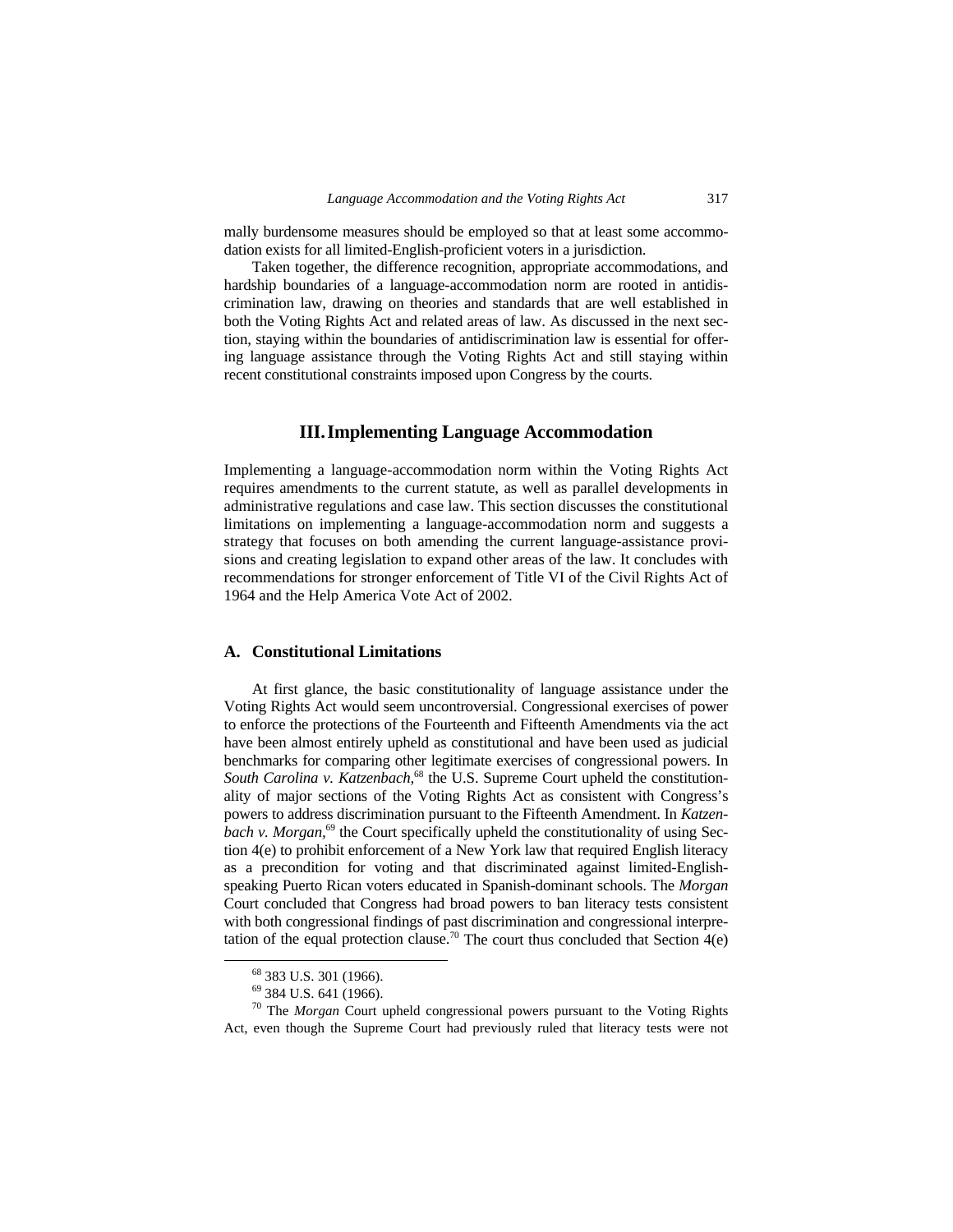mally burdensome measures should be employed so that at least some accommodation exists for all limited-English-proficient voters in a jurisdiction.

Taken together, the difference recognition, appropriate accommodations, and hardship boundaries of a language-accommodation norm are rooted in antidiscrimination law, drawing on theories and standards that are well established in both the Voting Rights Act and related areas of law. As discussed in the next section, staying within the boundaries of antidiscrimination law is essential for offering language assistance through the Voting Rights Act and still staying within recent constitutional constraints imposed upon Congress by the courts.

## III. Implementing Language Accommodation

Implementing a language-accommodation norm within the Voting Rights Act requires amendments to the current statute, as well as parallel developments in administrative regulations and case law. This section discusses the constitutional limitations on implementing a language-accommodation norm and suggests a strategy that focuses on both amending the current language-assistance provisions and creating legislation to expand other areas of the law. It concludes with recommendations for stronger enforcement of Title VI of the Civil Rights Act of 1964 and the Help America Vote Act of 2002.

### A. Constitutional Limitations

At first glance, the basic constitutionality of language assistance under the Voting Rights Act would seem uncontroversial. Congressional exercises of power to enforce the protections of the Fourteenth and Fifteenth Amendments via the act have been almost entirely upheld as constitutional and have been used as judicial benchmarks for comparing other legitimate exercises of congressional powers. In *South Carolina v. Katzenbach*,[68] the U.S. Supreme Court upheld the constitutionality of major sections of the Voting Rights Act as consistent with Congress's powers to address discrimination pursuant to the Fifteenth Amendment. In *Katzenbach v. Morgan*,[69] the Court specifically upheld the constitutionality of using Section 4(e) to prohibit enforcement of a New York law that required English literacy as a precondition for voting and that discriminated against limited-English-speaking Puerto Rican voters educated in Spanish-dominant schools. The *Morgan* Court concluded that Congress had broad powers to ban literacy tests consistent with both congressional findings of past discrimination and congressional interpretation of the equal protection clause.[70] The court thus concluded that Section 4(e)

[68] 383 U.S. 301 (1966).

[69] 384 U.S. 641 (1966).

[70] The *Morgan* Court upheld congressional powers pursuant to the Voting Rights Act, even though the Supreme Court had previously ruled that literacy tests were not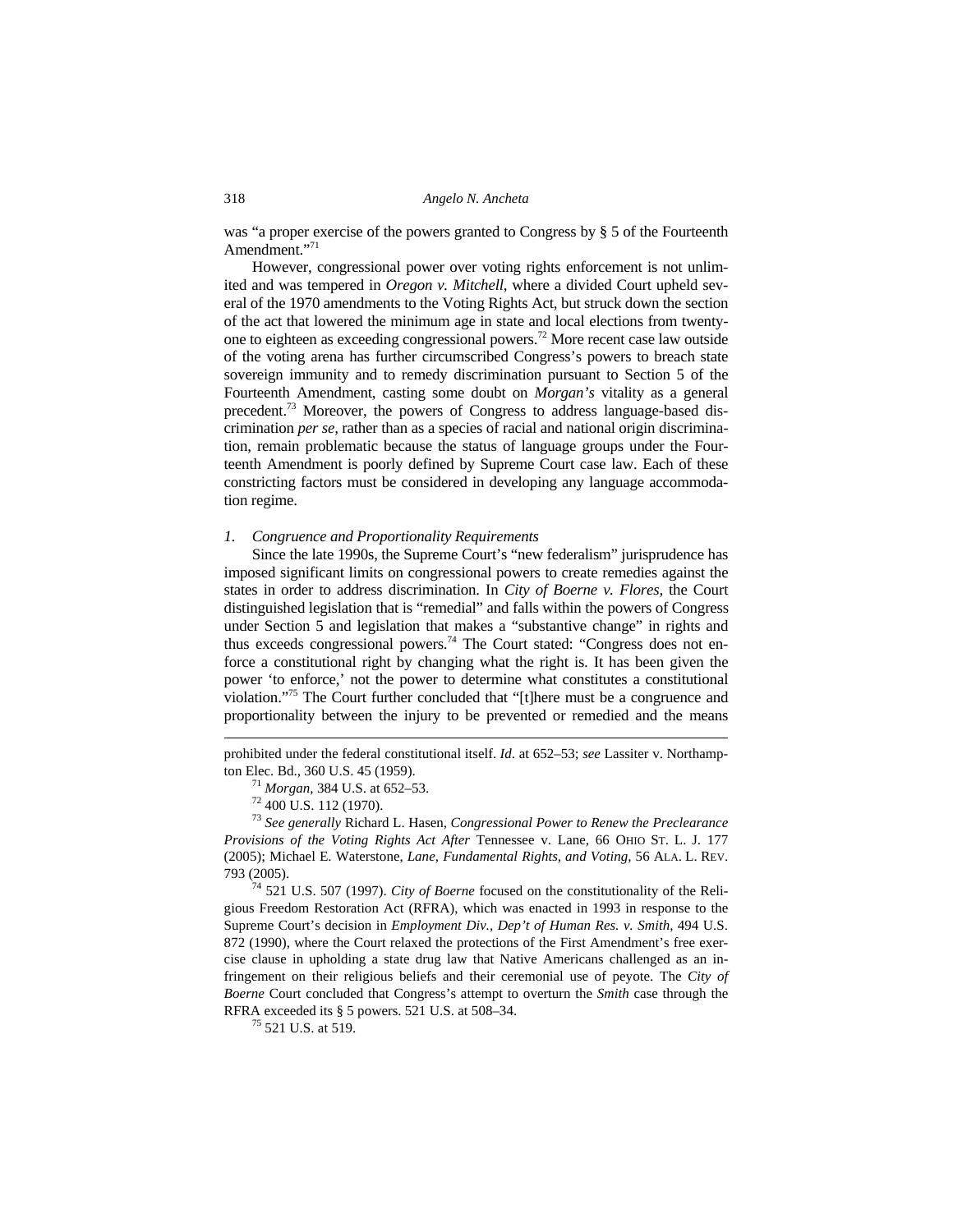was "a proper exercise of the powers granted to Congress by § 5 of the Fourteenth Amendment."[71]

However, congressional power over voting rights enforcement is not unlimited and was tempered in *Oregon v. Mitchell*, where a divided Court upheld several of the 1970 amendments to the Voting Rights Act, but struck down the section of the act that lowered the minimum age in state and local elections from twenty-one to eighteen as exceeding congressional powers.[72] More recent case law outside of the voting arena has further circumscribed Congress's powers to breach state sovereign immunity and to remedy discrimination pursuant to Section 5 of the Fourteenth Amendment, casting some doubt on *Morgan's* vitality as a general precedent.[73] Moreover, the powers of Congress to address language-based discrimination *per se*, rather than as a species of racial and national origin discrimination, remain problematic because the status of language groups under the Fourteenth Amendment is poorly defined by Supreme Court case law. Each of these constricting factors must be considered in developing any language accommodation regime.

### *1. Congruence and Proportionality Requirements*

Since the late 1990s, the Supreme Court's "new federalism" jurisprudence has imposed significant limits on congressional powers to create remedies against the states in order to address discrimination. In *City of Boerne v. Flores*, the Court distinguished legislation that is "remedial" and falls within the powers of Congress under Section 5 and legislation that makes a "substantive change" in rights and thus exceeds congressional powers.[74] The Court stated: "Congress does not enforce a constitutional right by changing what the right is. It has been given the power 'to enforce,' not the power to determine what constitutes a constitutional violation."[75] The Court further concluded that "[t]here must be a congruence and proportionality between the injury to be prevented or remedied and the means

---

prohibited under the federal constitutional itself. *Id*. at 652–53; *see* Lassiter v. Northampton Elec. Bd., 360 U.S. 45 (1959).

[71] *Morgan*, 384 U.S. at 652–53.

[72] 400 U.S. 112 (1970).

[73] *See generally* Richard L. Hasen, *Congressional Power to Renew the Preclearance Provisions of the Voting Rights Act After* Tennessee v. Lane, 66 OHIO ST. L. J. 177 (2005); Michael E. Waterstone, *Lane, Fundamental Rights, and Voting*, 56 ALA. L. REV. 793 (2005).

[74] 521 U.S. 507 (1997). *City of Boerne* focused on the constitutionality of the Religious Freedom Restoration Act (RFRA), which was enacted in 1993 in response to the Supreme Court's decision in *Employment Div., Dep't of Human Res. v. Smith*, 494 U.S. 872 (1990), where the Court relaxed the protections of the First Amendment's free exercise clause in upholding a state drug law that Native Americans challenged as an infringement on their religious beliefs and their ceremonial use of peyote. The *City of Boerne* Court concluded that Congress's attempt to overturn the *Smith* case through the RFRA exceeded its § 5 powers. 521 U.S. at 508–34.

[75] 521 U.S. at 519.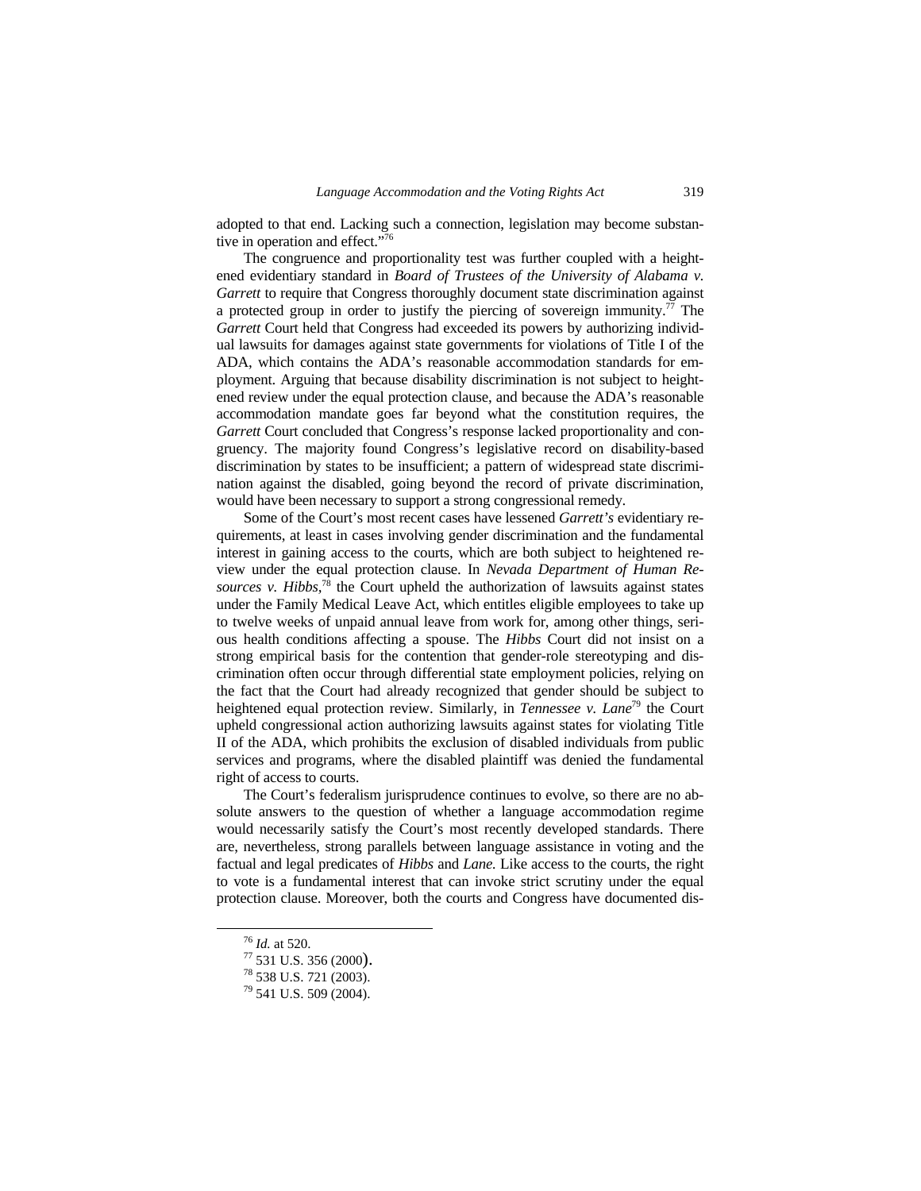adopted to that end. Lacking such a connection, legislation may become substantive in operation and effect."[76]

The congruence and proportionality test was further coupled with a heightened evidentiary standard in *Board of Trustees of the University of Alabama v. Garrett* to require that Congress thoroughly document state discrimination against a protected group in order to justify the piercing of sovereign immunity.[77] The *Garrett* Court held that Congress had exceeded its powers by authorizing individual lawsuits for damages against state governments for violations of Title I of the ADA, which contains the ADA's reasonable accommodation standards for employment. Arguing that because disability discrimination is not subject to heightened review under the equal protection clause, and because the ADA's reasonable accommodation mandate goes far beyond what the constitution requires, the *Garrett* Court concluded that Congress's response lacked proportionality and congruency. The majority found Congress's legislative record on disability-based discrimination by states to be insufficient; a pattern of widespread state discrimination against the disabled, going beyond the record of private discrimination, would have been necessary to support a strong congressional remedy.

Some of the Court's most recent cases have lessened *Garrett's* evidentiary requirements, at least in cases involving gender discrimination and the fundamental interest in gaining access to the courts, which are both subject to heightened review under the equal protection clause. In *Nevada Department of Human Resources v. Hibbs*,[78] the Court upheld the authorization of lawsuits against states under the Family Medical Leave Act, which entitles eligible employees to take up to twelve weeks of unpaid annual leave from work for, among other things, serious health conditions affecting a spouse. The *Hibbs* Court did not insist on a strong empirical basis for the contention that gender-role stereotyping and discrimination often occur through differential state employment policies, relying on the fact that the Court had already recognized that gender should be subject to heightened equal protection review. Similarly, in *Tennessee v. Lane*[79] the Court upheld congressional action authorizing lawsuits against states for violating Title II of the ADA, which prohibits the exclusion of disabled individuals from public services and programs, where the disabled plaintiff was denied the fundamental right of access to courts.

The Court's federalism jurisprudence continues to evolve, so there are no absolute answers to the question of whether a language accommodation regime would necessarily satisfy the Court's most recently developed standards. There are, nevertheless, strong parallels between language assistance in voting and the factual and legal predicates of *Hibbs* and *Lane.* Like access to the courts, the right to vote is a fundamental interest that can invoke strict scrutiny under the equal protection clause. Moreover, both the courts and Congress have documented dis-

---

[76] *Id.* at 520.

[77] 531 U.S. 356 (2000).

[78] 538 U.S. 721 (2003).

[79] 541 U.S. 509 (2004).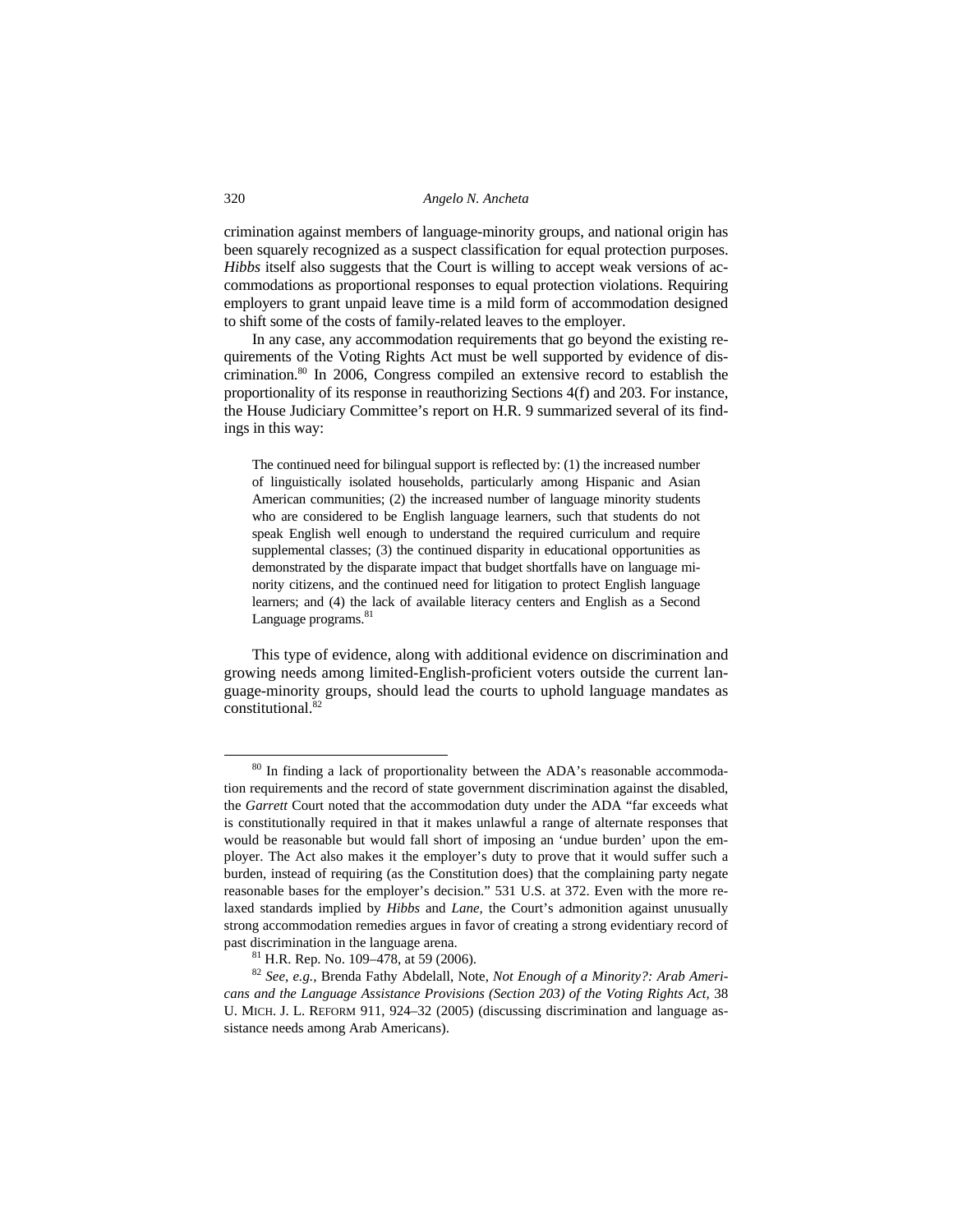crimination against members of language-minority groups, and national origin has been squarely recognized as a suspect classification for equal protection purposes. *Hibbs* itself also suggests that the Court is willing to accept weak versions of accommodations as proportional responses to equal protection violations. Requiring employers to grant unpaid leave time is a mild form of accommodation designed to shift some of the costs of family-related leaves to the employer.

In any case, any accommodation requirements that go beyond the existing requirements of the Voting Rights Act must be well supported by evidence of discrimination.[80] In 2006, Congress compiled an extensive record to establish the proportionality of its response in reauthorizing Sections 4(f) and 203. For instance, the House Judiciary Committee's report on H.R. 9 summarized several of its findings in this way:

> The continued need for bilingual support is reflected by: (1) the increased number of linguistically isolated households, particularly among Hispanic and Asian American communities; (2) the increased number of language minority students who are considered to be English language learners, such that students do not speak English well enough to understand the required curriculum and require supplemental classes; (3) the continued disparity in educational opportunities as demonstrated by the disparate impact that budget shortfalls have on language minority citizens, and the continued need for litigation to protect English language learners; and (4) the lack of available literacy centers and English as a Second Language programs.[81]

This type of evidence, along with additional evidence on discrimination and growing needs among limited-English-proficient voters outside the current language-minority groups, should lead the courts to uphold language mandates as constitutional.[82]

---

[80] In finding a lack of proportionality between the ADA's reasonable accommodation requirements and the record of state government discrimination against the disabled, the *Garrett* Court noted that the accommodation duty under the ADA "far exceeds what is constitutionally required in that it makes unlawful a range of alternate responses that would be reasonable but would fall short of imposing an 'undue burden' upon the employer. The Act also makes it the employer's duty to prove that it would suffer such a burden, instead of requiring (as the Constitution does) that the complaining party negate reasonable bases for the employer's decision." 531 U.S. at 372. Even with the more relaxed standards implied by *Hibbs* and *Lane*, the Court's admonition against unusually strong accommodation remedies argues in favor of creating a strong evidentiary record of past discrimination in the language arena.

[81] H.R. Rep. No. 109–478, at 59 (2006).

[82] *See, e.g.*, Brenda Fathy Abdelall, Note, *Not Enough of a Minority?: Arab Americans and the Language Assistance Provisions (Section 203) of the Voting Rights Act*, 38 U. MICH. J. L. REFORM 911, 924–32 (2005) (discussing discrimination and language assistance needs among Arab Americans).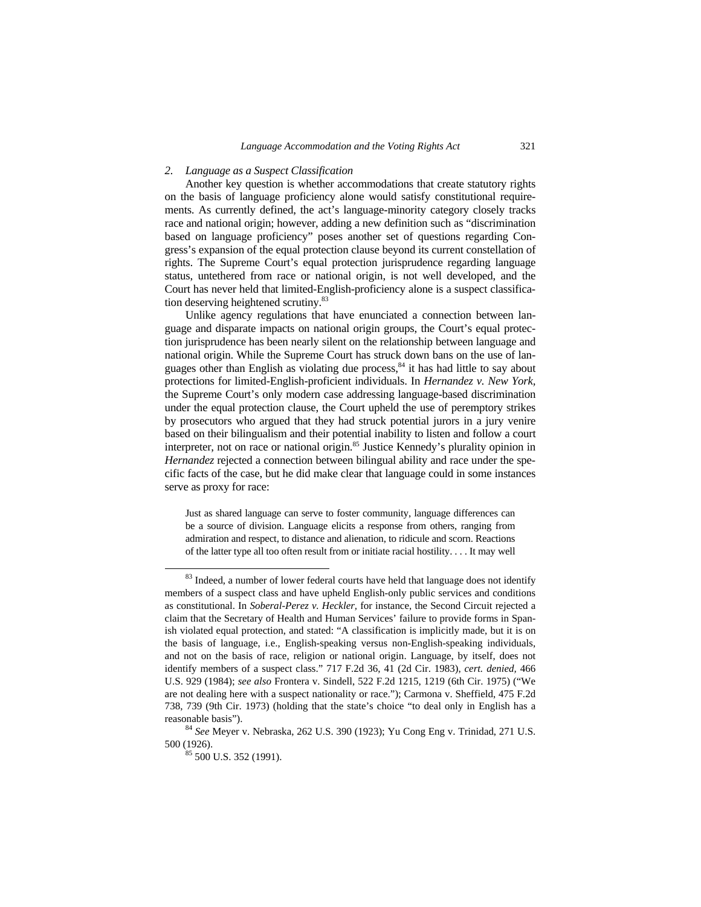### 2. *Language as a Suspect Classification*

Another key question is whether accommodations that create statutory rights on the basis of language proficiency alone would satisfy constitutional requirements. As currently defined, the act's language-minority category closely tracks race and national origin; however, adding a new definition such as "discrimination based on language proficiency" poses another set of questions regarding Congress's expansion of the equal protection clause beyond its current constellation of rights. The Supreme Court's equal protection jurisprudence regarding language status, untethered from race or national origin, is not well developed, and the Court has never held that limited-English-proficiency alone is a suspect classification deserving heightened scrutiny.[83]

Unlike agency regulations that have enunciated a connection between language and disparate impacts on national origin groups, the Court's equal protection jurisprudence has been nearly silent on the relationship between language and national origin. While the Supreme Court has struck down bans on the use of languages other than English as violating due process,[84] it has had little to say about protections for limited-English-proficient individuals. In *Hernandez v. New York*, the Supreme Court's only modern case addressing language-based discrimination under the equal protection clause, the Court upheld the use of peremptory strikes by prosecutors who argued that they had struck potential jurors in a jury venire based on their bilingualism and their potential inability to listen and follow a court interpreter, not on race or national origin.[85] Justice Kennedy's plurality opinion in *Hernandez* rejected a connection between bilingual ability and race under the specific facts of the case, but he did make clear that language could in some instances serve as proxy for race:

> Just as shared language can serve to foster community, language differences can be a source of division. Language elicits a response from others, ranging from admiration and respect, to distance and alienation, to ridicule and scorn. Reactions of the latter type all too often result from or initiate racial hostility. . . . It may well

---

[83] Indeed, a number of lower federal courts have held that language does not identify members of a suspect class and have upheld English-only public services and conditions as constitutional. In *Soberal-Perez v. Heckler*, for instance, the Second Circuit rejected a claim that the Secretary of Health and Human Services' failure to provide forms in Spanish violated equal protection, and stated: "A classification is implicitly made, but it is on the basis of language, i.e., English-speaking versus non-English-speaking individuals, and not on the basis of race, religion or national origin. Language, by itself, does not identify members of a suspect class." 717 F.2d 36, 41 (2d Cir. 1983), *cert. denied*, 466 U.S. 929 (1984); *see also* Frontera v. Sindell, 522 F.2d 1215, 1219 (6th Cir. 1975) ("We are not dealing here with a suspect nationality or race."); Carmona v. Sheffield, 475 F.2d 738, 739 (9th Cir. 1973) (holding that the state's choice "to deal only in English has a reasonable basis").

[84] *See* Meyer v. Nebraska, 262 U.S. 390 (1923); Yu Cong Eng v. Trinidad, 271 U.S. 500 (1926).

[85] 500 U.S. 352 (1991).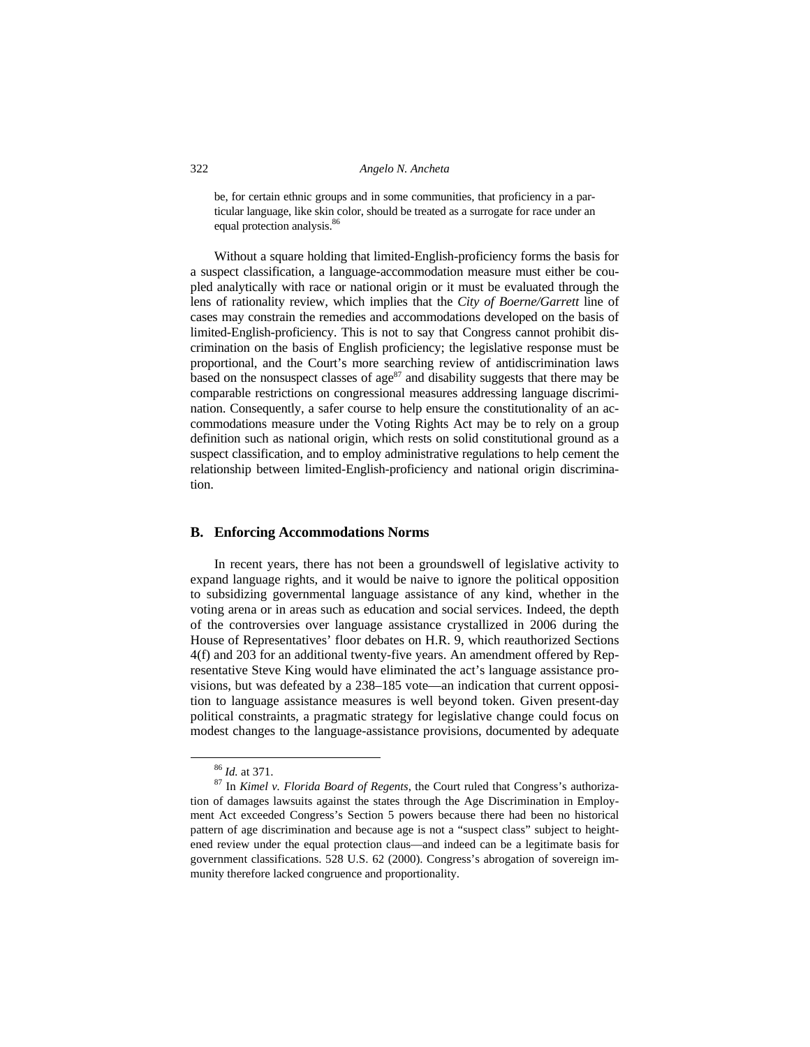be, for certain ethnic groups and in some communities, that proficiency in a particular language, like skin color, should be treated as a surrogate for race under an equal protection analysis.[86]

Without a square holding that limited-English-proficiency forms the basis for a suspect classification, a language-accommodation measure must either be coupled analytically with race or national origin or it must be evaluated through the lens of rationality review, which implies that the *City of Boerne/Garrett* line of cases may constrain the remedies and accommodations developed on the basis of limited-English-proficiency. This is not to say that Congress cannot prohibit discrimination on the basis of English proficiency; the legislative response must be proportional, and the Court's more searching review of antidiscrimination laws based on the nonsuspect classes of age[87] and disability suggests that there may be comparable restrictions on congressional measures addressing language discrimination. Consequently, a safer course to help ensure the constitutionality of an accommodations measure under the Voting Rights Act may be to rely on a group definition such as national origin, which rests on solid constitutional ground as a suspect classification, and to employ administrative regulations to help cement the relationship between limited-English-proficiency and national origin discrimination.

## B. Enforcing Accommodations Norms

In recent years, there has not been a groundswell of legislative activity to expand language rights, and it would be naive to ignore the political opposition to subsidizing governmental language assistance of any kind, whether in the voting arena or in areas such as education and social services. Indeed, the depth of the controversies over language assistance crystallized in 2006 during the House of Representatives' floor debates on H.R. 9, which reauthorized Sections 4(f) and 203 for an additional twenty-five years. An amendment offered by Representative Steve King would have eliminated the act's language assistance provisions, but was defeated by a 238–185 vote—an indication that current opposition to language assistance measures is well beyond token. Given present-day political constraints, a pragmatic strategy for legislative change could focus on modest changes to the language-assistance provisions, documented by adequate

---

[86] *Id.* at 371.

[87] In *Kimel v. Florida Board of Regents*, the Court ruled that Congress's authorization of damages lawsuits against the states through the Age Discrimination in Employment Act exceeded Congress's Section 5 powers because there had been no historical pattern of age discrimination and because age is not a "suspect class" subject to heightened review under the equal protection claus—and indeed can be a legitimate basis for government classifications. 528 U.S. 62 (2000). Congress's abrogation of sovereign immunity therefore lacked congruence and proportionality.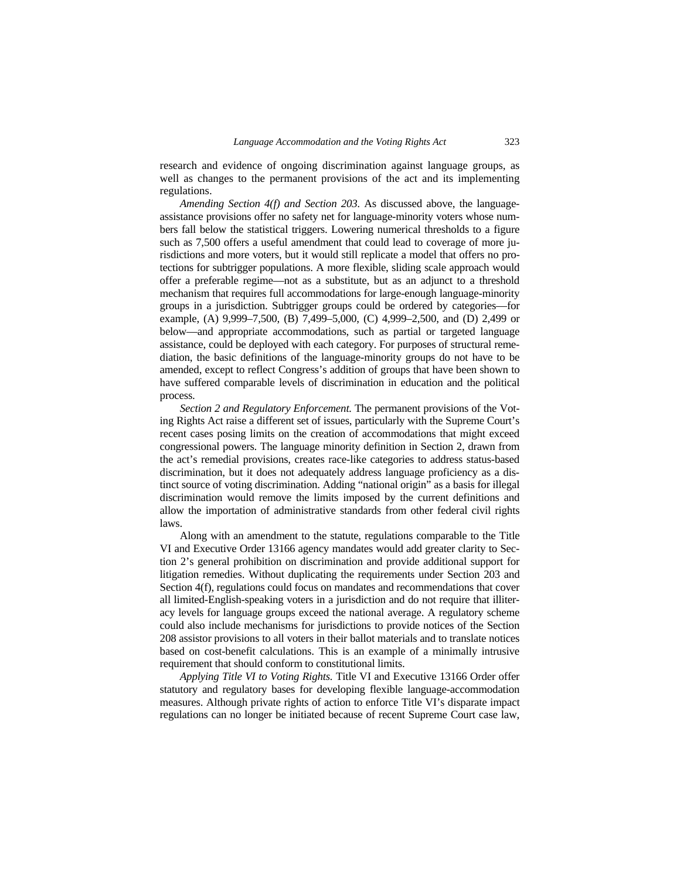research and evidence of ongoing discrimination against language groups, as well as changes to the permanent provisions of the act and its implementing regulations.

*Amending Section 4(f) and Section 203.* As discussed above, the language-assistance provisions offer no safety net for language-minority voters whose numbers fall below the statistical triggers. Lowering numerical thresholds to a figure such as 7,500 offers a useful amendment that could lead to coverage of more jurisdictions and more voters, but it would still replicate a model that offers no protections for subtrigger populations. A more flexible, sliding scale approach would offer a preferable regime—not as a substitute, but as an adjunct to a threshold mechanism that requires full accommodations for large-enough language-minority groups in a jurisdiction. Subtrigger groups could be ordered by categories—for example, (A) 9,999–7,500, (B) 7,499–5,000, (C) 4,999–2,500, and (D) 2,499 or below—and appropriate accommodations, such as partial or targeted language assistance, could be deployed with each category. For purposes of structural remediation, the basic definitions of the language-minority groups do not have to be amended, except to reflect Congress's addition of groups that have been shown to have suffered comparable levels of discrimination in education and the political process.

*Section 2 and Regulatory Enforcement.* The permanent provisions of the Voting Rights Act raise a different set of issues, particularly with the Supreme Court's recent cases posing limits on the creation of accommodations that might exceed congressional powers. The language minority definition in Section 2, drawn from the act's remedial provisions, creates race-like categories to address status-based discrimination, but it does not adequately address language proficiency as a distinct source of voting discrimination. Adding "national origin" as a basis for illegal discrimination would remove the limits imposed by the current definitions and allow the importation of administrative standards from other federal civil rights laws.

Along with an amendment to the statute, regulations comparable to the Title VI and Executive Order 13166 agency mandates would add greater clarity to Section 2's general prohibition on discrimination and provide additional support for litigation remedies. Without duplicating the requirements under Section 203 and Section 4(f), regulations could focus on mandates and recommendations that cover all limited-English-speaking voters in a jurisdiction and do not require that illiteracy levels for language groups exceed the national average. A regulatory scheme could also include mechanisms for jurisdictions to provide notices of the Section 208 assistor provisions to all voters in their ballot materials and to translate notices based on cost-benefit calculations. This is an example of a minimally intrusive requirement that should conform to constitutional limits.

*Applying Title VI to Voting Rights.* Title VI and Executive 13166 Order offer statutory and regulatory bases for developing flexible language-accommodation measures. Although private rights of action to enforce Title VI's disparate impact regulations can no longer be initiated because of recent Supreme Court case law,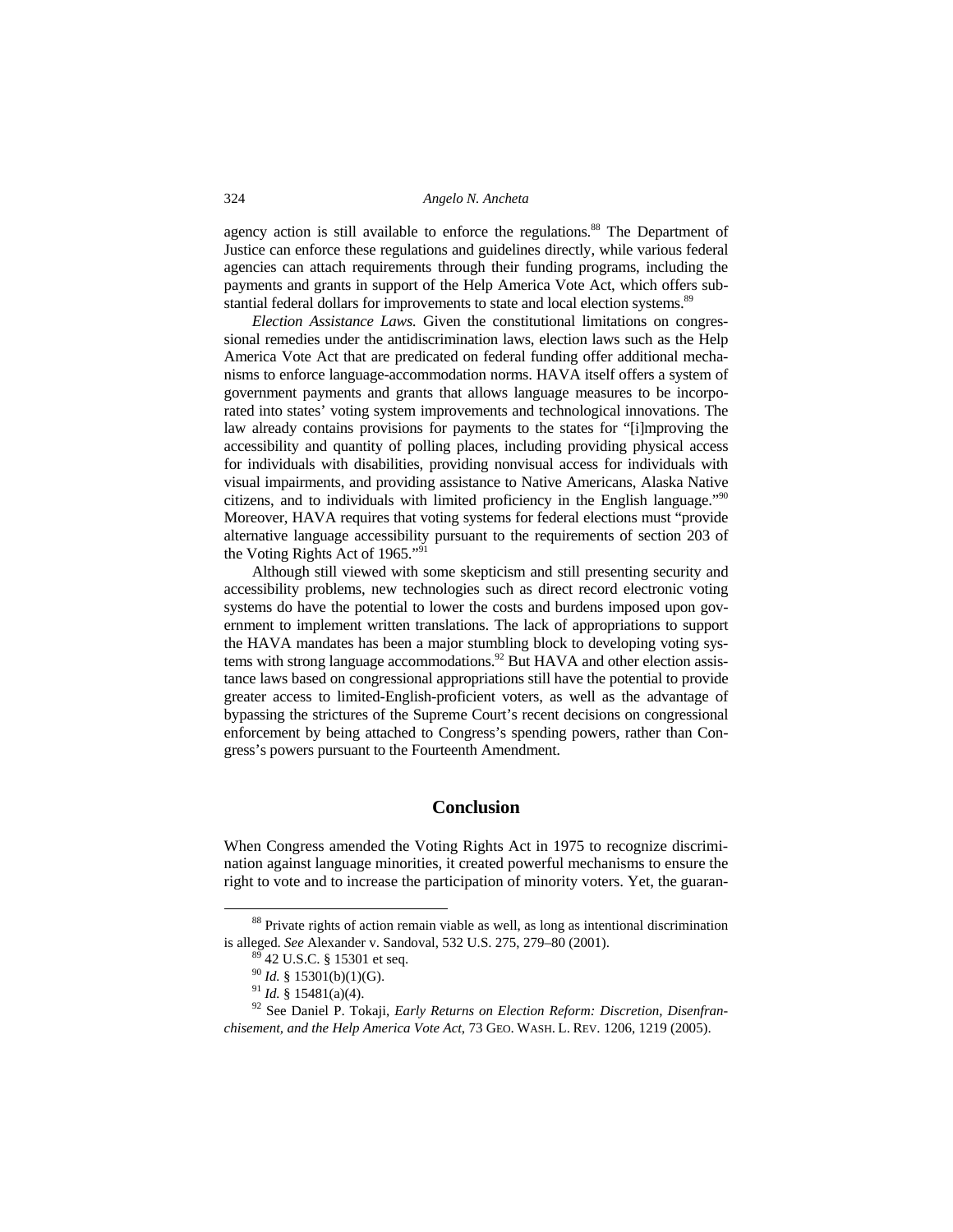agency action is still available to enforce the regulations.[88] The Department of Justice can enforce these regulations and guidelines directly, while various federal agencies can attach requirements through their funding programs, including the payments and grants in support of the Help America Vote Act, which offers substantial federal dollars for improvements to state and local election systems.[89]

*Election Assistance Laws.* Given the constitutional limitations on congressional remedies under the antidiscrimination laws, election laws such as the Help America Vote Act that are predicated on federal funding offer additional mechanisms to enforce language-accommodation norms. HAVA itself offers a system of government payments and grants that allows language measures to be incorporated into states' voting system improvements and technological innovations. The law already contains provisions for payments to the states for "[i]mproving the accessibility and quantity of polling places, including providing physical access for individuals with disabilities, providing nonvisual access for individuals with visual impairments, and providing assistance to Native Americans, Alaska Native citizens, and to individuals with limited proficiency in the English language."[90] Moreover, HAVA requires that voting systems for federal elections must "provide alternative language accessibility pursuant to the requirements of section 203 of the Voting Rights Act of 1965."[91]

Although still viewed with some skepticism and still presenting security and accessibility problems, new technologies such as direct record electronic voting systems do have the potential to lower the costs and burdens imposed upon government to implement written translations. The lack of appropriations to support the HAVA mandates has been a major stumbling block to developing voting systems with strong language accommodations.[92] But HAVA and other election assistance laws based on congressional appropriations still have the potential to provide greater access to limited-English-proficient voters, as well as the advantage of bypassing the strictures of the Supreme Court's recent decisions on congressional enforcement by being attached to Congress's spending powers, rather than Congress's powers pursuant to the Fourteenth Amendment.

## Conclusion

When Congress amended the Voting Rights Act in 1975 to recognize discrimination against language minorities, it created powerful mechanisms to ensure the right to vote and to increase the participation of minority voters. Yet, the guaran-

[88] Private rights of action remain viable as well, as long as intentional discrimination is alleged. *See* Alexander v. Sandoval, 532 U.S. 275, 279–80 (2001).

[89] 42 U.S.C. § 15301 et seq.

[90] *Id.* § 15301(b)(1)(G).

[91] *Id.* § 15481(a)(4).

[92] See Daniel P. Tokaji, *Early Returns on Election Reform: Discretion, Disenfranchisement, and the Help America Vote Act*, 73 GEO. WASH. L. REV. 1206, 1219 (2005).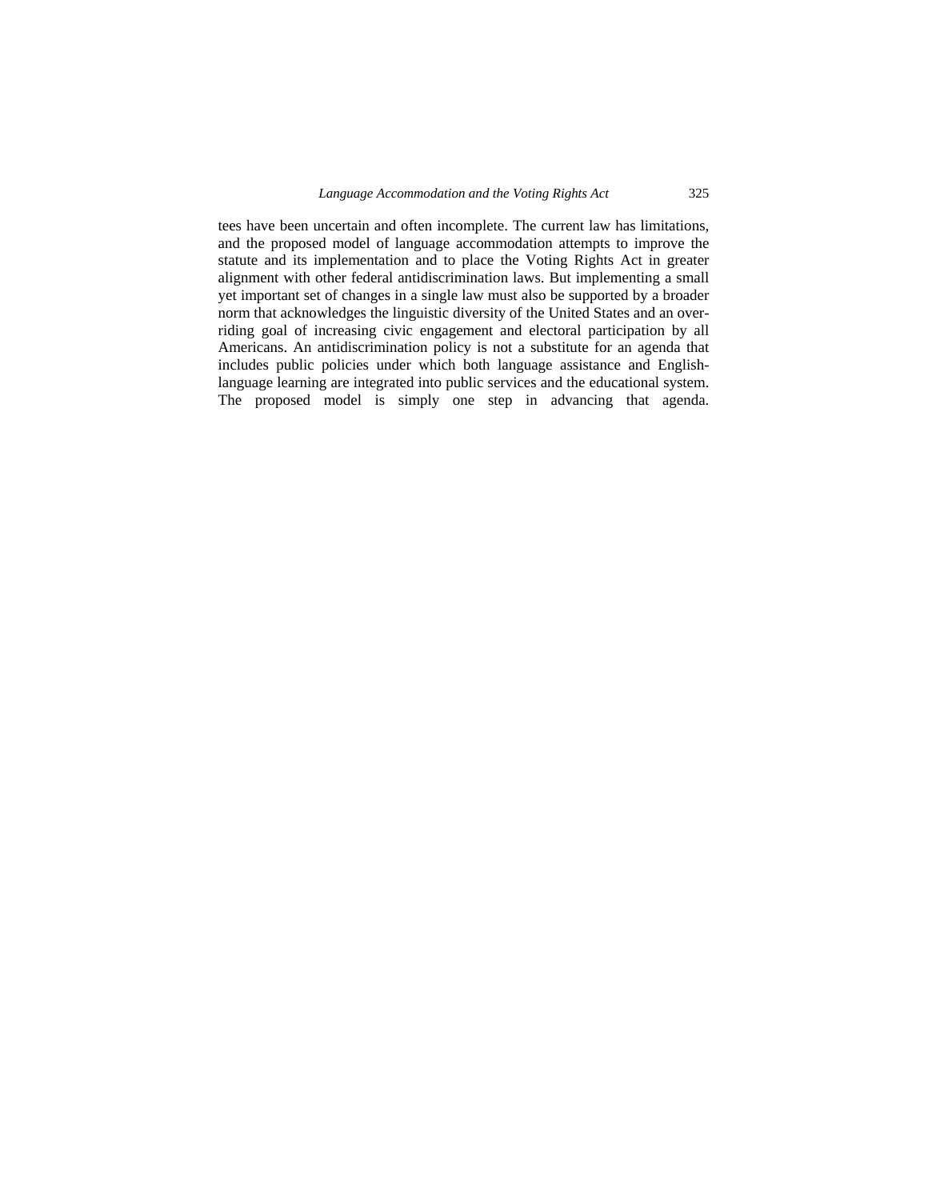tees have been uncertain and often incomplete. The current law has limitations, and the proposed model of language accommodation attempts to improve the statute and its implementation and to place the Voting Rights Act in greater alignment with other federal antidiscrimination laws. But implementing a small yet important set of changes in a single law must also be supported by a broader norm that acknowledges the linguistic diversity of the United States and an overriding goal of increasing civic engagement and electoral participation by all Americans. An antidiscrimination policy is not a substitute for an agenda that includes public policies under which both language assistance and English-language learning are integrated into public services and the educational system. The proposed model is simply one step in advancing that agenda.